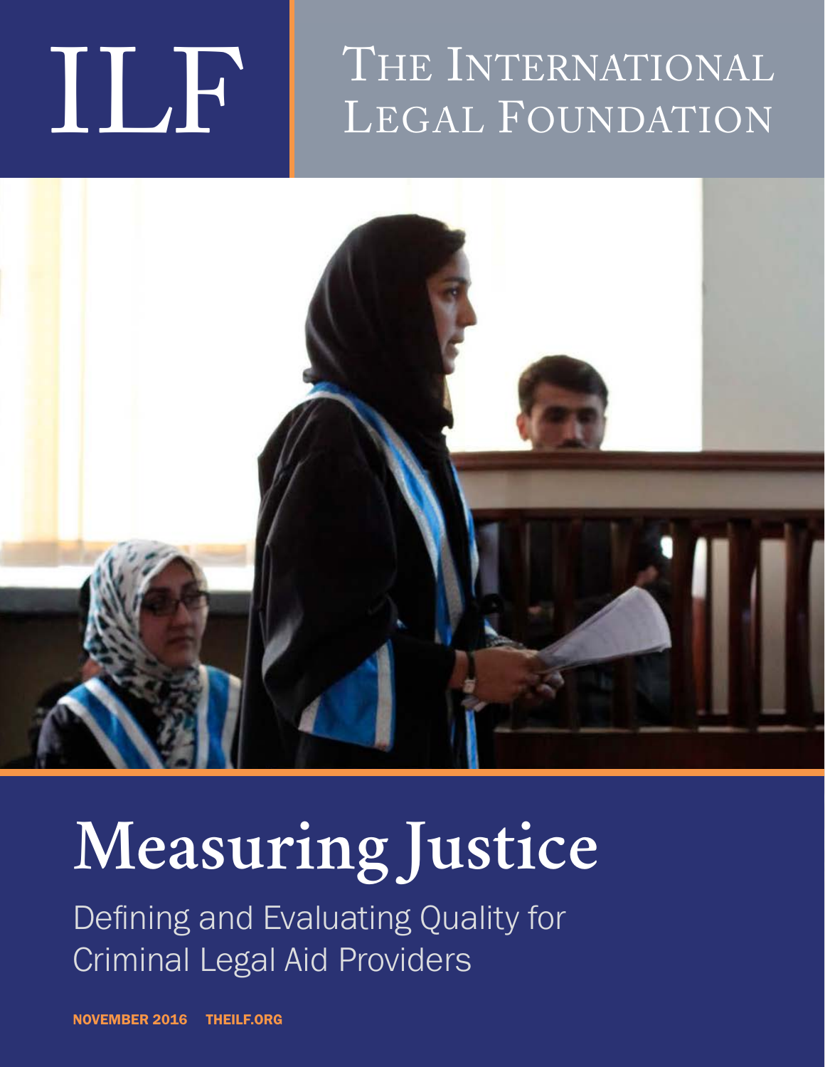ILF

THE INTERNATIONAL LEGAL FOUNDATION

# Measuring Justice

## Defining and Evaluating Quality for Criminal Legal Aid Providers

NOVEMBER 2016 THEILF.ORG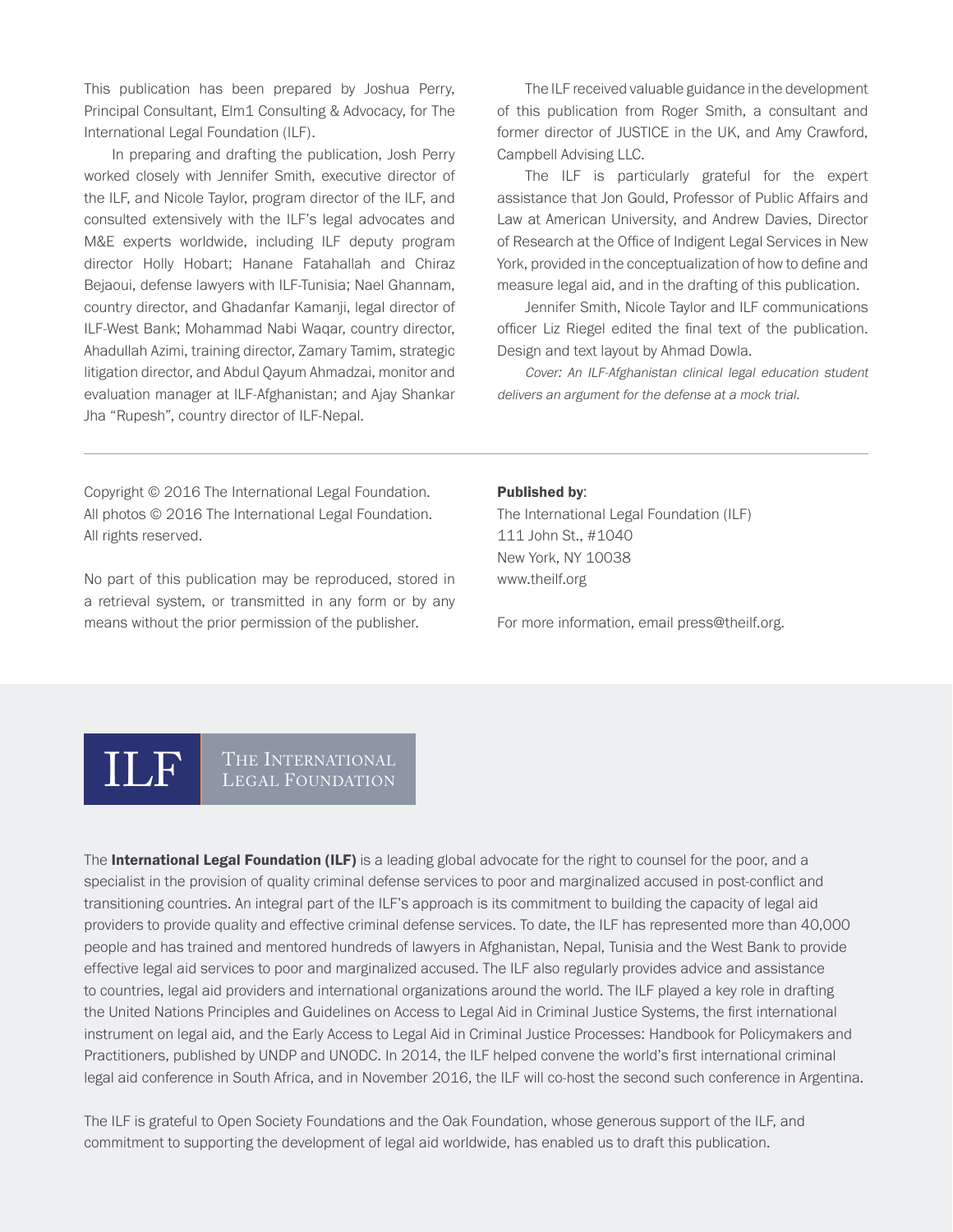This publication has been prepared by Joshua Perry, Principal Consultant, Elm1 Consulting & Advocacy, for The International Legal Foundation (ILF).

In preparing and drafting the publication, Josh Perry worked closely with Jennifer Smith, executive director of the ILF, and Nicole Taylor, program director of the ILF, and consulted extensively with the ILF's legal advocates and M&E experts worldwide, including ILF deputy program director Holly Hobart; Hanane Fatahallah and Chiraz Bejaoui, defense lawyers with ILF-Tunisia; Nael Ghannam, country director, and Ghadanfar Kamanji, legal director of ILF-West Bank; Mohammad Nabi Waqar, country director, Ahadullah Azimi, training director, Zamary Tamim, strategic litigation director, and Abdul Qayum Ahmadzai, monitor and evaluation manager at ILF-Afghanistan; and Ajay Shankar Jha "Rupesh", country director of ILF-Nepal.

The ILF received valuable guidance in the development of this publication from Roger Smith, a consultant and former director of JUSTICE in the UK, and Amy Crawford, Campbell Advising LLC.

The ILF is particularly grateful for the expert assistance that Jon Gould, Professor of Public Affairs and Law at American University, and Andrew Davies, Director of Research at the Office of Indigent Legal Services in New York, provided in the conceptualization of how to define and measure legal aid, and in the drafting of this publication.

Jennifer Smith, Nicole Taylor and ILF communications officer Liz Riegel edited the final text of the publication. Design and text layout by Ahmad Dowla.

*Cover: An ILF-Afghanistan clinical legal education student delivers an argument for the defense at a mock trial.*

---

Copyright © 2016 The International Legal Foundation.
All photos © 2016 The International Legal Foundation.
All rights reserved.

No part of this publication may be reproduced, stored in a retrieval system, or transmitted in any form or by any means without the prior permission of the publisher.

**Published by**:
The International Legal Foundation (ILF)
111 John St., #1040
New York, NY 10038
www.theilf.org

For more information, email press@theilf.org.

ILF | The International Legal Foundation

The **International Legal Foundation (ILF)** is a leading global advocate for the right to counsel for the poor, and a specialist in the provision of quality criminal defense services to poor and marginalized accused in post-conflict and transitioning countries. An integral part of the ILF's approach is its commitment to building the capacity of legal aid providers to provide quality and effective criminal defense services. To date, the ILF has represented more than 40,000 people and has trained and mentored hundreds of lawyers in Afghanistan, Nepal, Tunisia and the West Bank to provide effective legal aid services to poor and marginalized accused. The ILF also regularly provides advice and assistance to countries, legal aid providers and international organizations around the world. The ILF played a key role in drafting the United Nations Principles and Guidelines on Access to Legal Aid in Criminal Justice Systems, the first international instrument on legal aid, and the Early Access to Legal Aid in Criminal Justice Processes: Handbook for Policymakers and Practitioners, published by UNDP and UNODC. In 2014, the ILF helped convene the world's first international criminal legal aid conference in South Africa, and in November 2016, the ILF will co-host the second such conference in Argentina.

The ILF is grateful to Open Society Foundations and the Oak Foundation, whose generous support of the ILF, and commitment to supporting the development of legal aid worldwide, has enabled us to draft this publication.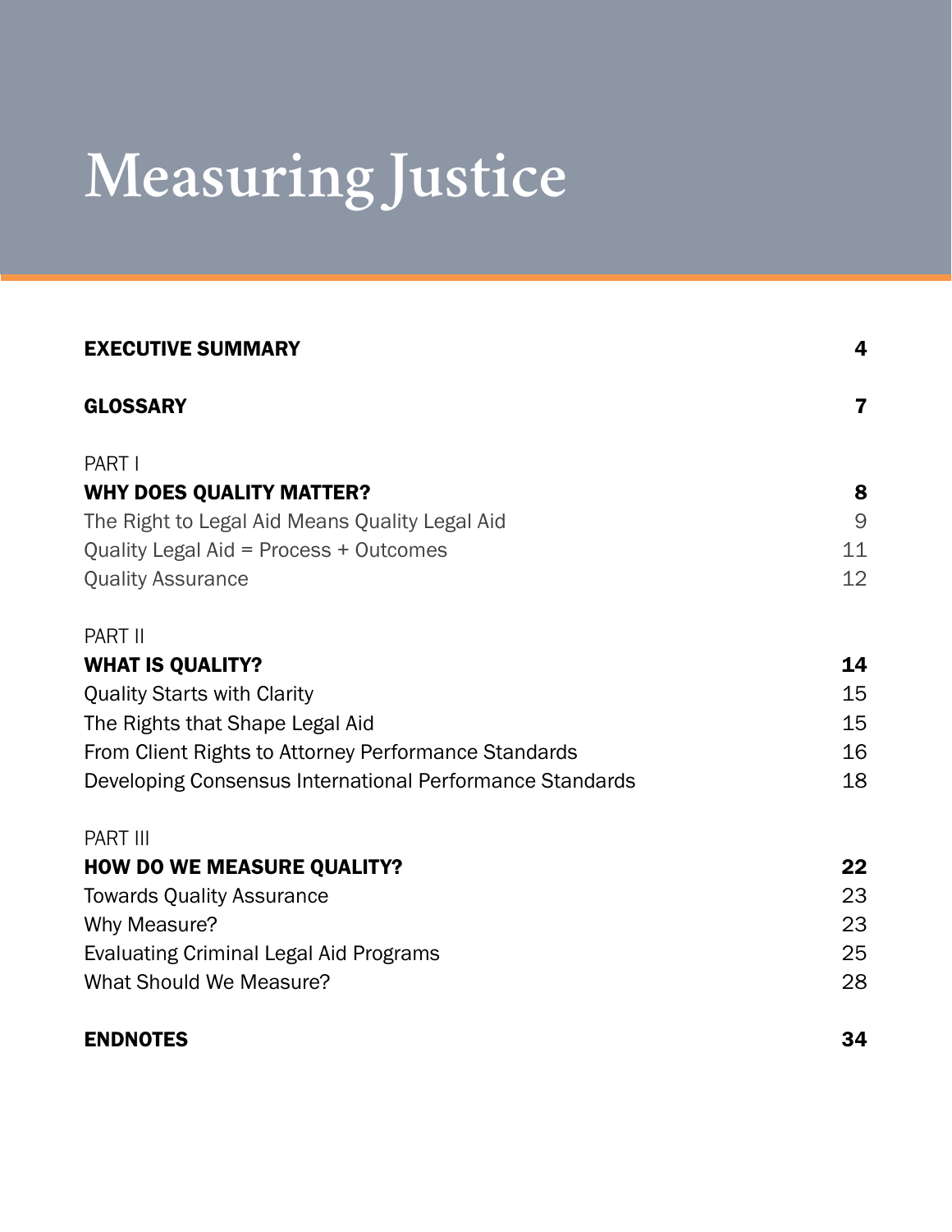# Measuring Justice

| | |
|---|---|
| **EXECUTIVE SUMMARY** | **4** |
| **GLOSSARY** | **7** |
| PART I | |
| **WHY DOES QUALITY MATTER?** | **8** |
| The Right to Legal Aid Means Quality Legal Aid | 9 |
| Quality Legal Aid = Process + Outcomes | 11 |
| Quality Assurance | 12 |
| PART II | |
| **WHAT IS QUALITY?** | **14** |
| Quality Starts with Clarity | 15 |
| The Rights that Shape Legal Aid | 15 |
| From Client Rights to Attorney Performance Standards | 16 |
| Developing Consensus International Performance Standards | 18 |
| PART III | |
| **HOW DO WE MEASURE QUALITY?** | **22** |
| Towards Quality Assurance | 23 |
| Why Measure? | 23 |
| Evaluating Criminal Legal Aid Programs | 25 |
| What Should We Measure? | 28 |
| **ENDNOTES** | **34** |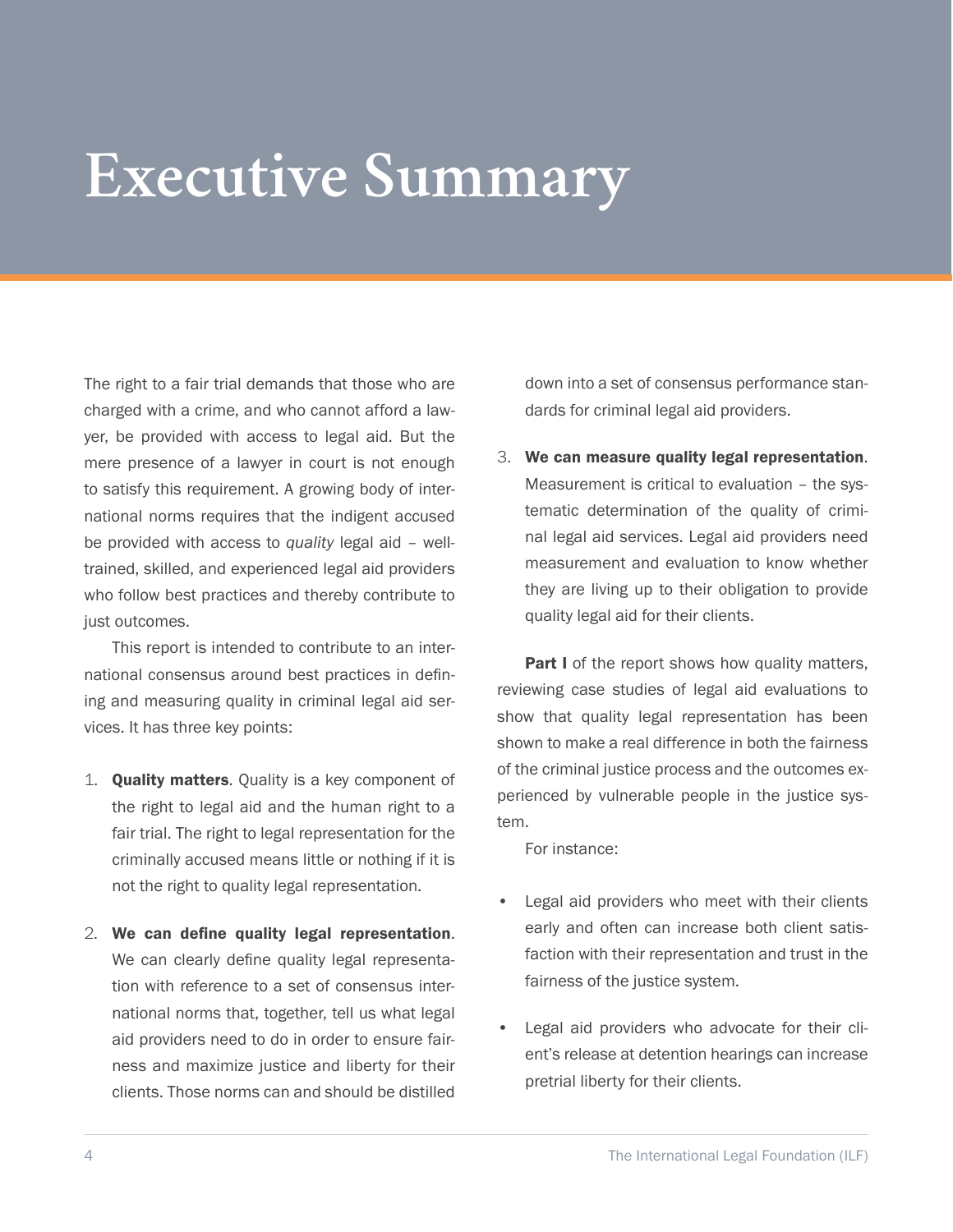# Executive Summary

The right to a fair trial demands that those who are charged with a crime, and who cannot afford a lawyer, be provided with access to legal aid. But the mere presence of a lawyer in court is not enough to satisfy this requirement. A growing body of international norms requires that the indigent accused be provided with access to *quality* legal aid – well-trained, skilled, and experienced legal aid providers who follow best practices and thereby contribute to just outcomes.

This report is intended to contribute to an international consensus around best practices in defining and measuring quality in criminal legal aid services. It has three key points:

1. **Quality matters**. Quality is a key component of the right to legal aid and the human right to a fair trial. The right to legal representation for the criminally accused means little or nothing if it is not the right to quality legal representation.

2. **We can define quality legal representation**. We can clearly define quality legal representation with reference to a set of consensus international norms that, together, tell us what legal aid providers need to do in order to ensure fairness and maximize justice and liberty for their clients. Those norms can and should be distilled down into a set of consensus performance standards for criminal legal aid providers.

3. **We can measure quality legal representation**. Measurement is critical to evaluation – the systematic determination of the quality of criminal legal aid services. Legal aid providers need measurement and evaluation to know whether they are living up to their obligation to provide quality legal aid for their clients.

**Part I** of the report shows how quality matters, reviewing case studies of legal aid evaluations to show that quality legal representation has been shown to make a real difference in both the fairness of the criminal justice process and the outcomes experienced by vulnerable people in the justice system.

For instance:

- Legal aid providers who meet with their clients early and often can increase both client satisfaction with their representation and trust in the fairness of the justice system.

- Legal aid providers who advocate for their client's release at detention hearings can increase pretrial liberty for their clients.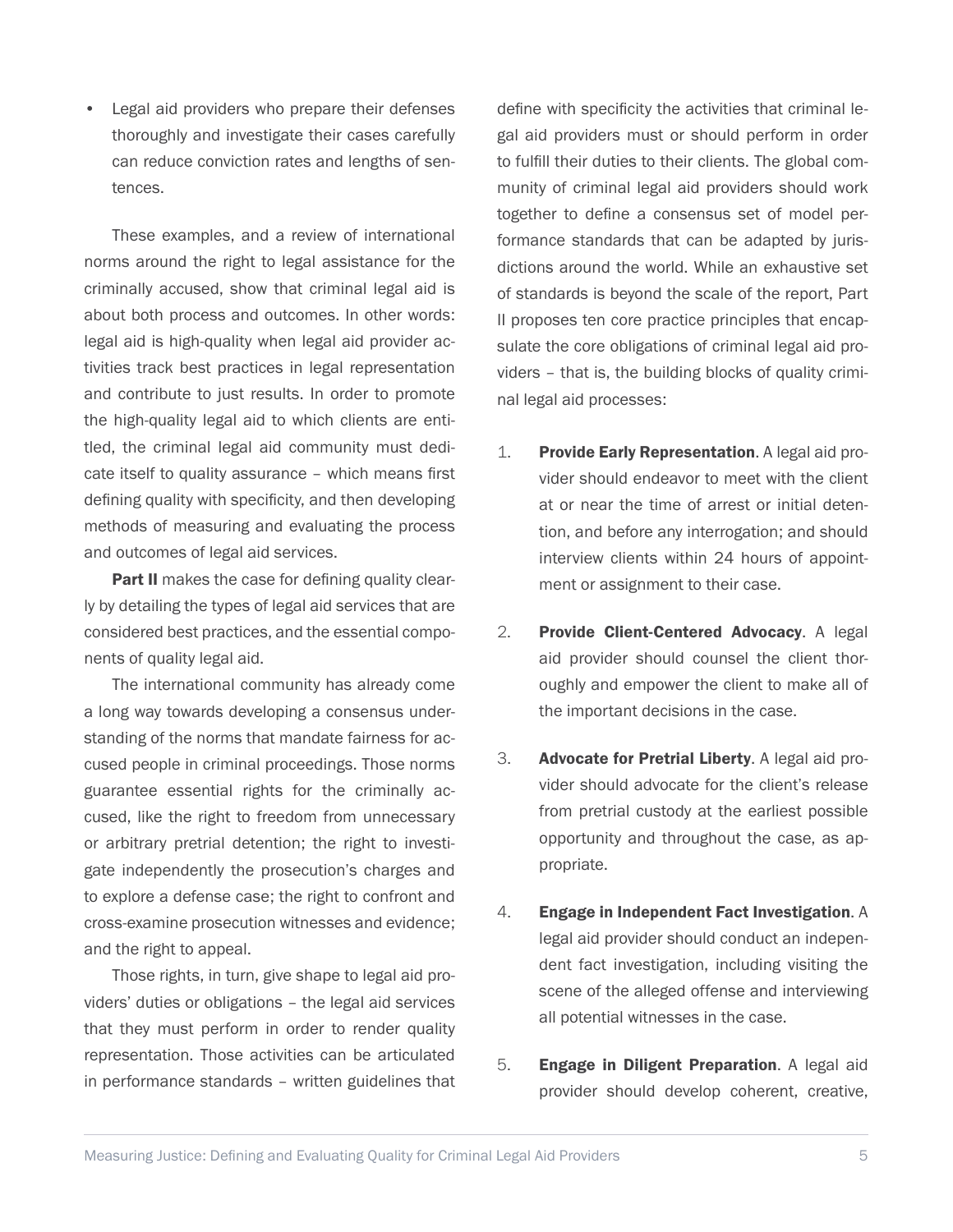- Legal aid providers who prepare their defenses thoroughly and investigate their cases carefully can reduce conviction rates and lengths of sentences.

These examples, and a review of international norms around the right to legal assistance for the criminally accused, show that criminal legal aid is about both process and outcomes. In other words: legal aid is high-quality when legal aid provider activities track best practices in legal representation and contribute to just results. In order to promote the high-quality legal aid to which clients are entitled, the criminal legal aid community must dedicate itself to quality assurance – which means first defining quality with specificity, and then developing methods of measuring and evaluating the process and outcomes of legal aid services.

**Part II** makes the case for defining quality clearly by detailing the types of legal aid services that are considered best practices, and the essential components of quality legal aid.

The international community has already come a long way towards developing a consensus understanding of the norms that mandate fairness for accused people in criminal proceedings. Those norms guarantee essential rights for the criminally accused, like the right to freedom from unnecessary or arbitrary pretrial detention; the right to investigate independently the prosecution's charges and to explore a defense case; the right to confront and cross-examine prosecution witnesses and evidence; and the right to appeal.

Those rights, in turn, give shape to legal aid providers' duties or obligations – the legal aid services that they must perform in order to render quality representation. Those activities can be articulated in performance standards – written guidelines that define with specificity the activities that criminal legal aid providers must or should perform in order to fulfill their duties to their clients. The global community of criminal legal aid providers should work together to define a consensus set of model performance standards that can be adapted by jurisdictions around the world. While an exhaustive set of standards is beyond the scale of the report, Part II proposes ten core practice principles that encapsulate the core obligations of criminal legal aid providers – that is, the building blocks of quality criminal legal aid processes:

1. **Provide Early Representation**. A legal aid provider should endeavor to meet with the client at or near the time of arrest or initial detention, and before any interrogation; and should interview clients within 24 hours of appointment or assignment to their case.

2. **Provide Client-Centered Advocacy**. A legal aid provider should counsel the client thoroughly and empower the client to make all of the important decisions in the case.

3. **Advocate for Pretrial Liberty**. A legal aid provider should advocate for the client's release from pretrial custody at the earliest possible opportunity and throughout the case, as appropriate.

4. **Engage in Independent Fact Investigation**. A legal aid provider should conduct an independent fact investigation, including visiting the scene of the alleged offense and interviewing all potential witnesses in the case.

5. **Engage in Diligent Preparation**. A legal aid provider should develop coherent, creative,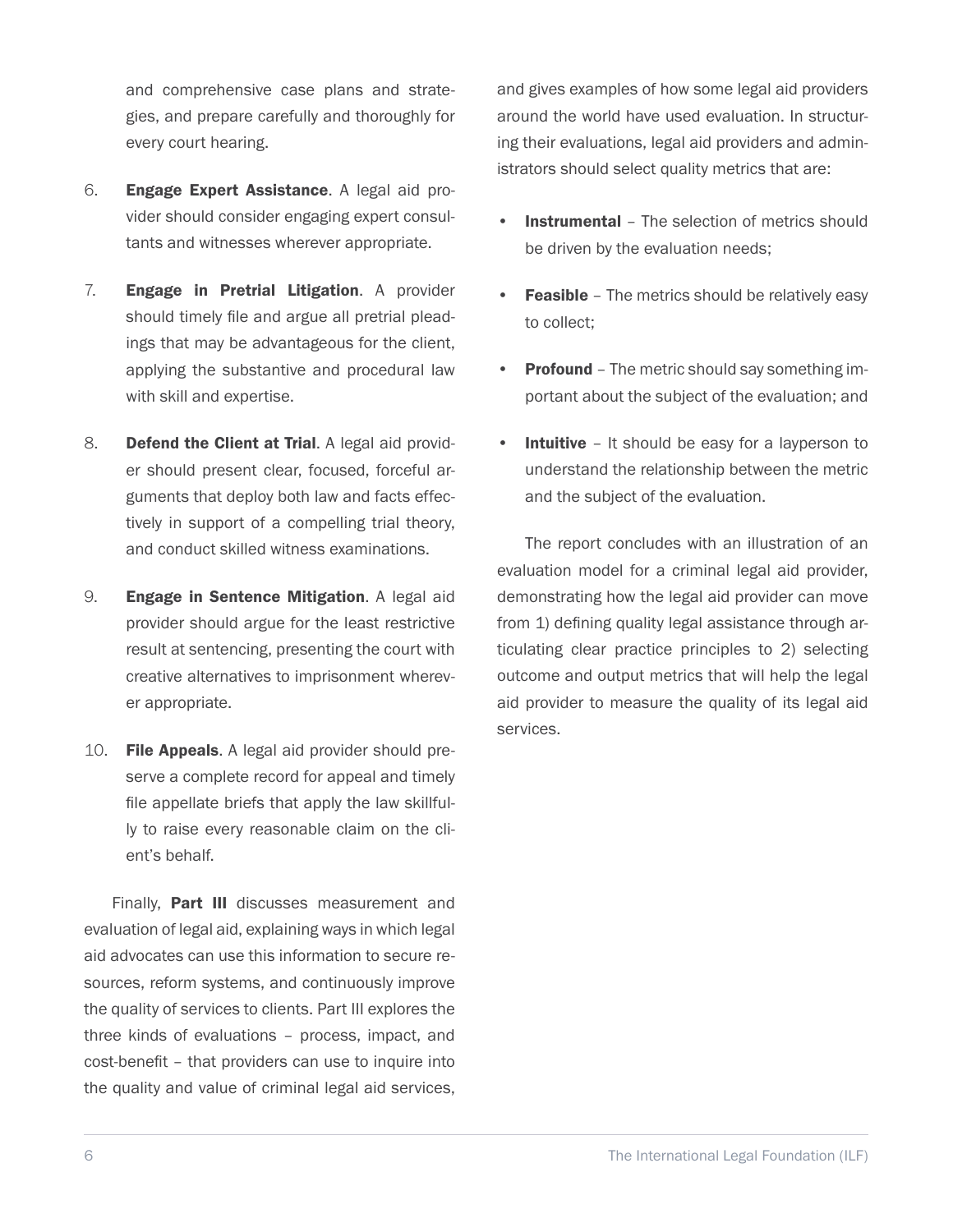and comprehensive case plans and strategies, and prepare carefully and thoroughly for every court hearing.

6. **Engage Expert Assistance**. A legal aid provider should consider engaging expert consultants and witnesses wherever appropriate.

7. **Engage in Pretrial Litigation**. A provider should timely file and argue all pretrial pleadings that may be advantageous for the client, applying the substantive and procedural law with skill and expertise.

8. **Defend the Client at Trial**. A legal aid provider should present clear, focused, forceful arguments that deploy both law and facts effectively in support of a compelling trial theory, and conduct skilled witness examinations.

9. **Engage in Sentence Mitigation**. A legal aid provider should argue for the least restrictive result at sentencing, presenting the court with creative alternatives to imprisonment wherever appropriate.

10. **File Appeals**. A legal aid provider should preserve a complete record for appeal and timely file appellate briefs that apply the law skillfully to raise every reasonable claim on the client's behalf.

Finally, **Part III** discusses measurement and evaluation of legal aid, explaining ways in which legal aid advocates can use this information to secure resources, reform systems, and continuously improve the quality of services to clients. Part III explores the three kinds of evaluations – process, impact, and cost-benefit – that providers can use to inquire into the quality and value of criminal legal aid services, and gives examples of how some legal aid providers around the world have used evaluation. In structuring their evaluations, legal aid providers and administrators should select quality metrics that are:

- **Instrumental** – The selection of metrics should be driven by the evaluation needs;
- **Feasible** – The metrics should be relatively easy to collect;
- **Profound** – The metric should say something important about the subject of the evaluation; and
- **Intuitive** – It should be easy for a layperson to understand the relationship between the metric and the subject of the evaluation.

The report concludes with an illustration of an evaluation model for a criminal legal aid provider, demonstrating how the legal aid provider can move from 1) defining quality legal assistance through articulating clear practice principles to 2) selecting outcome and output metrics that will help the legal aid provider to measure the quality of its legal aid services.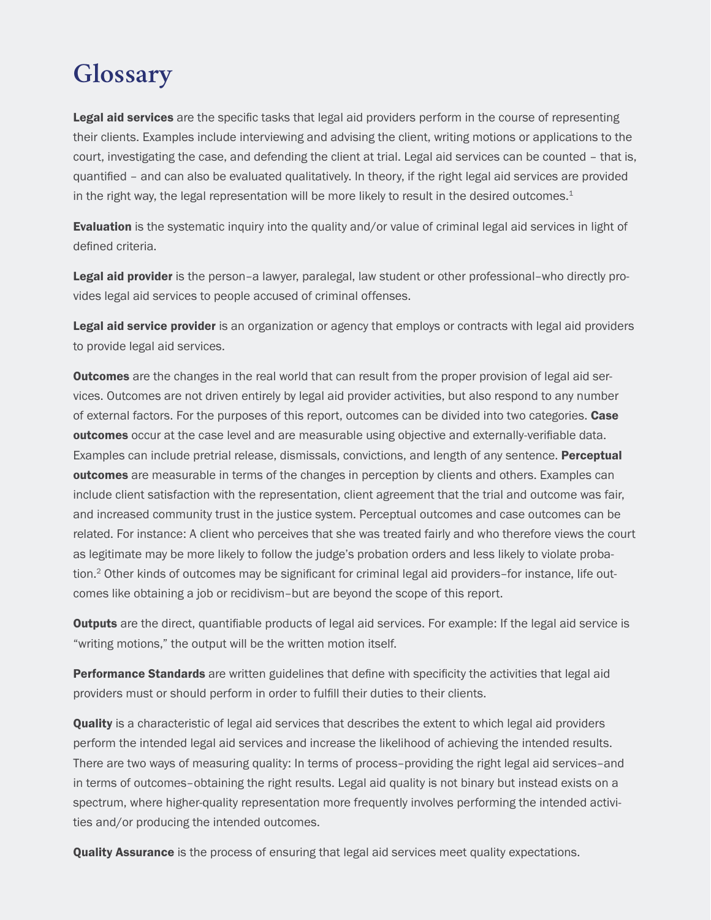# Glossary

**Legal aid services** are the specific tasks that legal aid providers perform in the course of representing their clients. Examples include interviewing and advising the client, writing motions or applications to the court, investigating the case, and defending the client at trial. Legal aid services can be counted – that is, quantified – and can also be evaluated qualitatively. In theory, if the right legal aid services are provided in the right way, the legal representation will be more likely to result in the desired outcomes.[1]

**Evaluation** is the systematic inquiry into the quality and/or value of criminal legal aid services in light of defined criteria.

**Legal aid provider** is the person–a lawyer, paralegal, law student or other professional–who directly provides legal aid services to people accused of criminal offenses.

**Legal aid service provider** is an organization or agency that employs or contracts with legal aid providers to provide legal aid services.

**Outcomes** are the changes in the real world that can result from the proper provision of legal aid services. Outcomes are not driven entirely by legal aid provider activities, but also respond to any number of external factors. For the purposes of this report, outcomes can be divided into two categories. **Case outcomes** occur at the case level and are measurable using objective and externally-verifiable data. Examples can include pretrial release, dismissals, convictions, and length of any sentence. **Perceptual outcomes** are measurable in terms of the changes in perception by clients and others. Examples can include client satisfaction with the representation, client agreement that the trial and outcome was fair, and increased community trust in the justice system. Perceptual outcomes and case outcomes can be related. For instance: A client who perceives that she was treated fairly and who therefore views the court as legitimate may be more likely to follow the judge's probation orders and less likely to violate probation.[2] Other kinds of outcomes may be significant for criminal legal aid providers–for instance, life outcomes like obtaining a job or recidivism–but are beyond the scope of this report.

**Outputs** are the direct, quantifiable products of legal aid services. For example: If the legal aid service is "writing motions," the output will be the written motion itself.

**Performance Standards** are written guidelines that define with specificity the activities that legal aid providers must or should perform in order to fulfill their duties to their clients.

**Quality** is a characteristic of legal aid services that describes the extent to which legal aid providers perform the intended legal aid services and increase the likelihood of achieving the intended results. There are two ways of measuring quality: In terms of process–providing the right legal aid services–and in terms of outcomes–obtaining the right results. Legal aid quality is not binary but instead exists on a spectrum, where higher-quality representation more frequently involves performing the intended activities and/or producing the intended outcomes.

**Quality Assurance** is the process of ensuring that legal aid services meet quality expectations.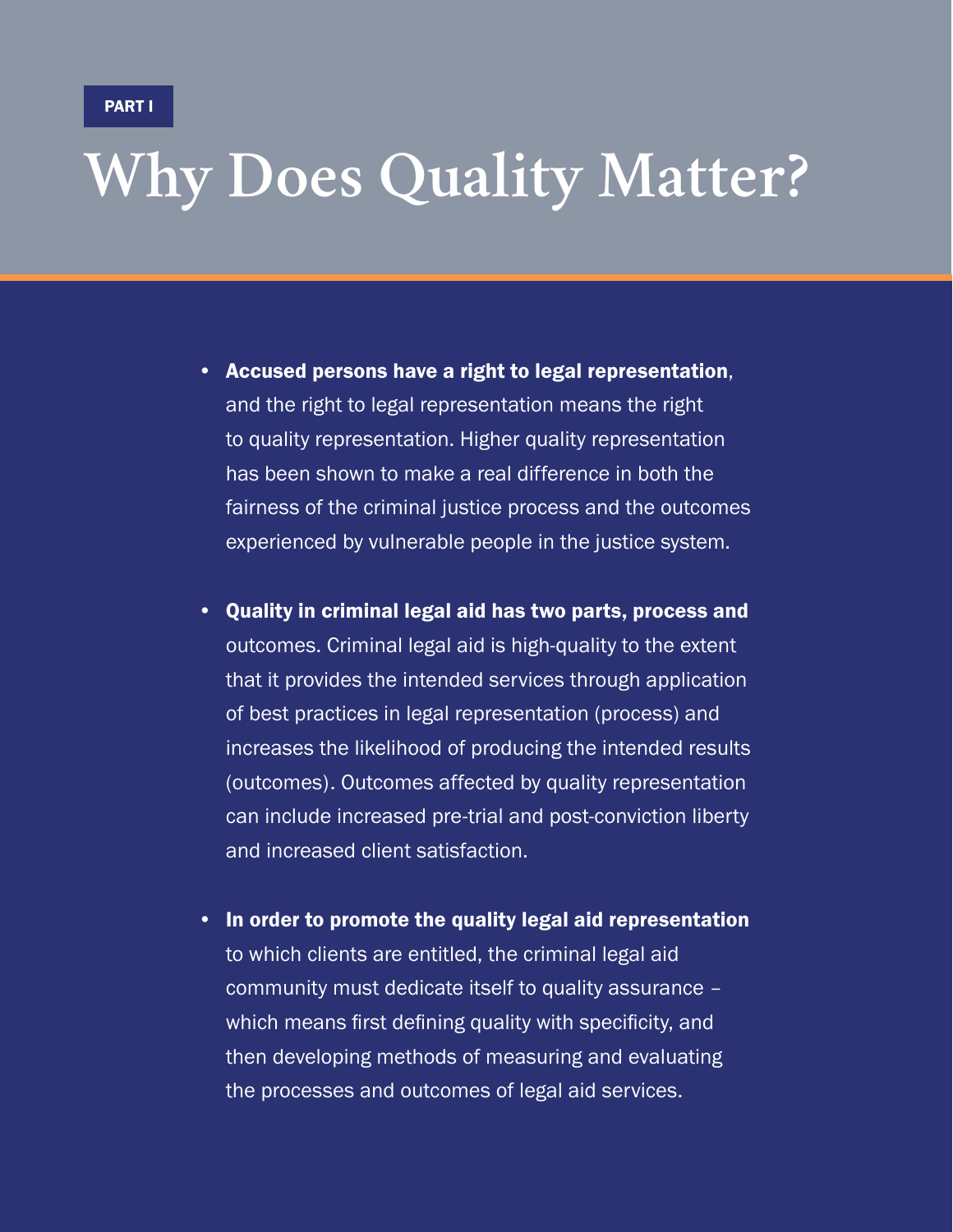PART I

# Why Does Quality Matter?

- **Accused persons have a right to legal representation**, and the right to legal representation means the right to quality representation. Higher quality representation has been shown to make a real difference in both the fairness of the criminal justice process and the outcomes experienced by vulnerable people in the justice system.

- **Quality in criminal legal aid has two parts, process and** outcomes. Criminal legal aid is high-quality to the extent that it provides the intended services through application of best practices in legal representation (process) and increases the likelihood of producing the intended results (outcomes). Outcomes affected by quality representation can include increased pre-trial and post-conviction liberty and increased client satisfaction.

- **In order to promote the quality legal aid representation** to which clients are entitled, the criminal legal aid community must dedicate itself to quality assurance – which means first defining quality with specificity, and then developing methods of measuring and evaluating the processes and outcomes of legal aid services.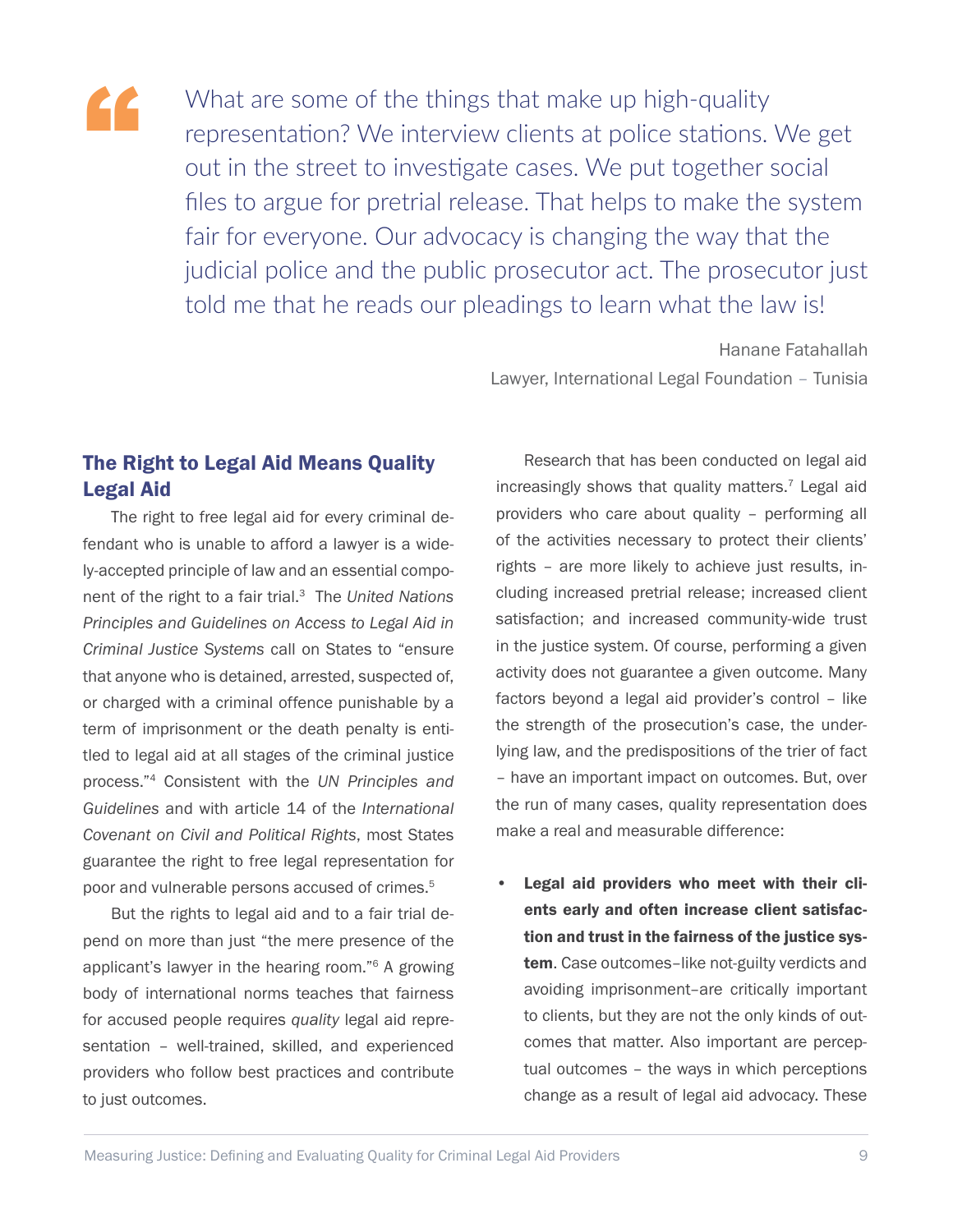> What are some of the things that make up high-quality representation? We interview clients at police stations. We get out in the street to investigate cases. We put together social files to argue for pretrial release. That helps to make the system fair for everyone. Our advocacy is changing the way that the judicial police and the public prosecutor act. The prosecutor just told me that he reads our pleadings to learn what the law is!
>
> Hanane Fatahallah
> Lawyer, International Legal Foundation – Tunisia

## The Right to Legal Aid Means Quality Legal Aid

The right to free legal aid for every criminal defendant who is unable to afford a lawyer is a widely-accepted principle of law and an essential component of the right to a fair trial.[3] The *United Nations Principles and Guidelines on Access to Legal Aid in Criminal Justice Systems* call on States to "ensure that anyone who is detained, arrested, suspected of, or charged with a criminal offence punishable by a term of imprisonment or the death penalty is entitled to legal aid at all stages of the criminal justice process."[4] Consistent with the *UN Principles and Guidelines* and with article 14 of the *International Covenant on Civil and Political Rights*, most States guarantee the right to free legal representation for poor and vulnerable persons accused of crimes.[5]

But the rights to legal aid and to a fair trial depend on more than just "the mere presence of the applicant's lawyer in the hearing room."[6] A growing body of international norms teaches that fairness for accused people requires *quality* legal aid representation – well-trained, skilled, and experienced providers who follow best practices and contribute to just outcomes.

Research that has been conducted on legal aid increasingly shows that quality matters.[7] Legal aid providers who care about quality – performing all of the activities necessary to protect their clients' rights – are more likely to achieve just results, including increased pretrial release; increased client satisfaction; and increased community-wide trust in the justice system. Of course, performing a given activity does not guarantee a given outcome. Many factors beyond a legal aid provider's control – like the strength of the prosecution's case, the underlying law, and the predispositions of the trier of fact – have an important impact on outcomes. But, over the run of many cases, quality representation does make a real and measurable difference:

- **Legal aid providers who meet with their clients early and often increase client satisfaction and trust in the fairness of the justice system**. Case outcomes–like not-guilty verdicts and avoiding imprisonment–are critically important to clients, but they are not the only kinds of outcomes that matter. Also important are perceptual outcomes – the ways in which perceptions change as a result of legal aid advocacy. These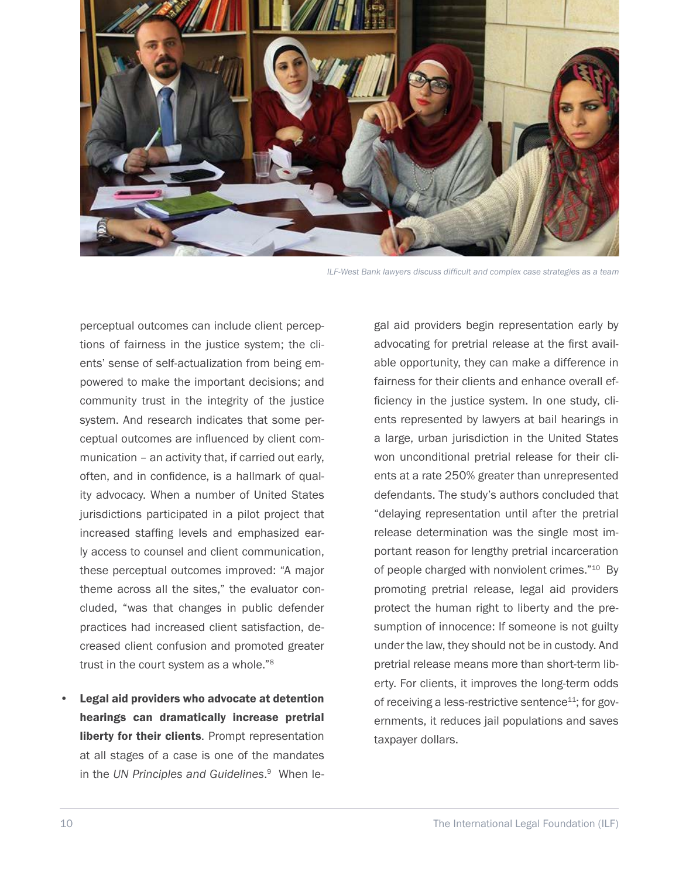ILF-West Bank lawyers discuss difficult and complex case strategies as a team

perceptual outcomes can include client perceptions of fairness in the justice system; the clients' sense of self-actualization from being empowered to make the important decisions; and community trust in the integrity of the justice system. And research indicates that some perceptual outcomes are influenced by client communication – an activity that, if carried out early, often, and in confidence, is a hallmark of quality advocacy. When a number of United States jurisdictions participated in a pilot project that increased staffing levels and emphasized early access to counsel and client communication, these perceptual outcomes improved: "A major theme across all the sites," the evaluator concluded, "was that changes in public defender practices had increased client satisfaction, decreased client confusion and promoted greater trust in the court system as a whole."[8]

- **Legal aid providers who advocate at detention hearings can dramatically increase pretrial liberty for their clients**. Prompt representation at all stages of a case is one of the mandates in the *UN Principles and Guidelines*.[9] When legal aid providers begin representation early by advocating for pretrial release at the first available opportunity, they can make a difference in fairness for their clients and enhance overall efficiency in the justice system. In one study, clients represented by lawyers at bail hearings in a large, urban jurisdiction in the United States won unconditional pretrial release for their clients at a rate 250% greater than unrepresented defendants. The study's authors concluded that "delaying representation until after the pretrial release determination was the single most important reason for lengthy pretrial incarceration of people charged with nonviolent crimes."[10] By promoting pretrial release, legal aid providers protect the human right to liberty and the presumption of innocence: If someone is not guilty under the law, they should not be in custody. And pretrial release means more than short-term liberty. For clients, it improves the long-term odds of receiving a less-restrictive sentence[11]; for governments, it reduces jail populations and saves taxpayer dollars.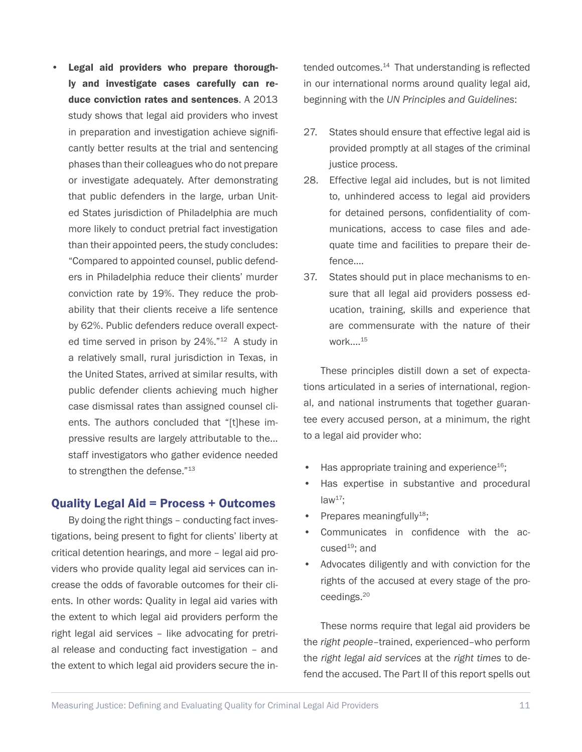- **Legal aid providers who prepare thoroughly and investigate cases carefully can reduce conviction rates and sentences**. A 2013 study shows that legal aid providers who invest in preparation and investigation achieve significantly better results at the trial and sentencing phases than their colleagues who do not prepare or investigate adequately. After demonstrating that public defenders in the large, urban United States jurisdiction of Philadelphia are much more likely to conduct pretrial fact investigation than their appointed peers, the study concludes: "Compared to appointed counsel, public defenders in Philadelphia reduce their clients' murder conviction rate by 19%. They reduce the probability that their clients receive a life sentence by 62%. Public defenders reduce overall expected time served in prison by 24%."[12] A study in a relatively small, rural jurisdiction in Texas, in the United States, arrived at similar results, with public defender clients achieving much higher case dismissal rates than assigned counsel clients. The authors concluded that "[t]hese impressive results are largely attributable to the… staff investigators who gather evidence needed to strengthen the defense."[13]

## Quality Legal Aid = Process + Outcomes

By doing the right things – conducting fact investigations, being present to fight for clients' liberty at critical detention hearings, and more – legal aid providers who provide quality legal aid services can increase the odds of favorable outcomes for their clients. In other words: Quality in legal aid varies with the extent to which legal aid providers perform the right legal aid services – like advocating for pretrial release and conducting fact investigation – and the extent to which legal aid providers secure the intended outcomes.[14] That understanding is reflected in our international norms around quality legal aid, beginning with the *UN Principles and Guidelines*:

27. States should ensure that effective legal aid is provided promptly at all stages of the criminal justice process.
28. Effective legal aid includes, but is not limited to, unhindered access to legal aid providers for detained persons, confidentiality of communications, access to case files and adequate time and facilities to prepare their defence….
37. States should put in place mechanisms to ensure that all legal aid providers possess education, training, skills and experience that are commensurate with the nature of their work….[15]

These principles distill down a set of expectations articulated in a series of international, regional, and national instruments that together guarantee every accused person, at a minimum, the right to a legal aid provider who:

- Has appropriate training and experience[16];
- Has expertise in substantive and procedural law[17];
- Prepares meaningfully[18];
- Communicates in confidence with the accused[19]; and
- Advocates diligently and with conviction for the rights of the accused at every stage of the proceedings.[20]

These norms require that legal aid providers be the *right people*–trained, experienced–who perform the *right legal aid services* at the *right times* to defend the accused. The Part II of this report spells out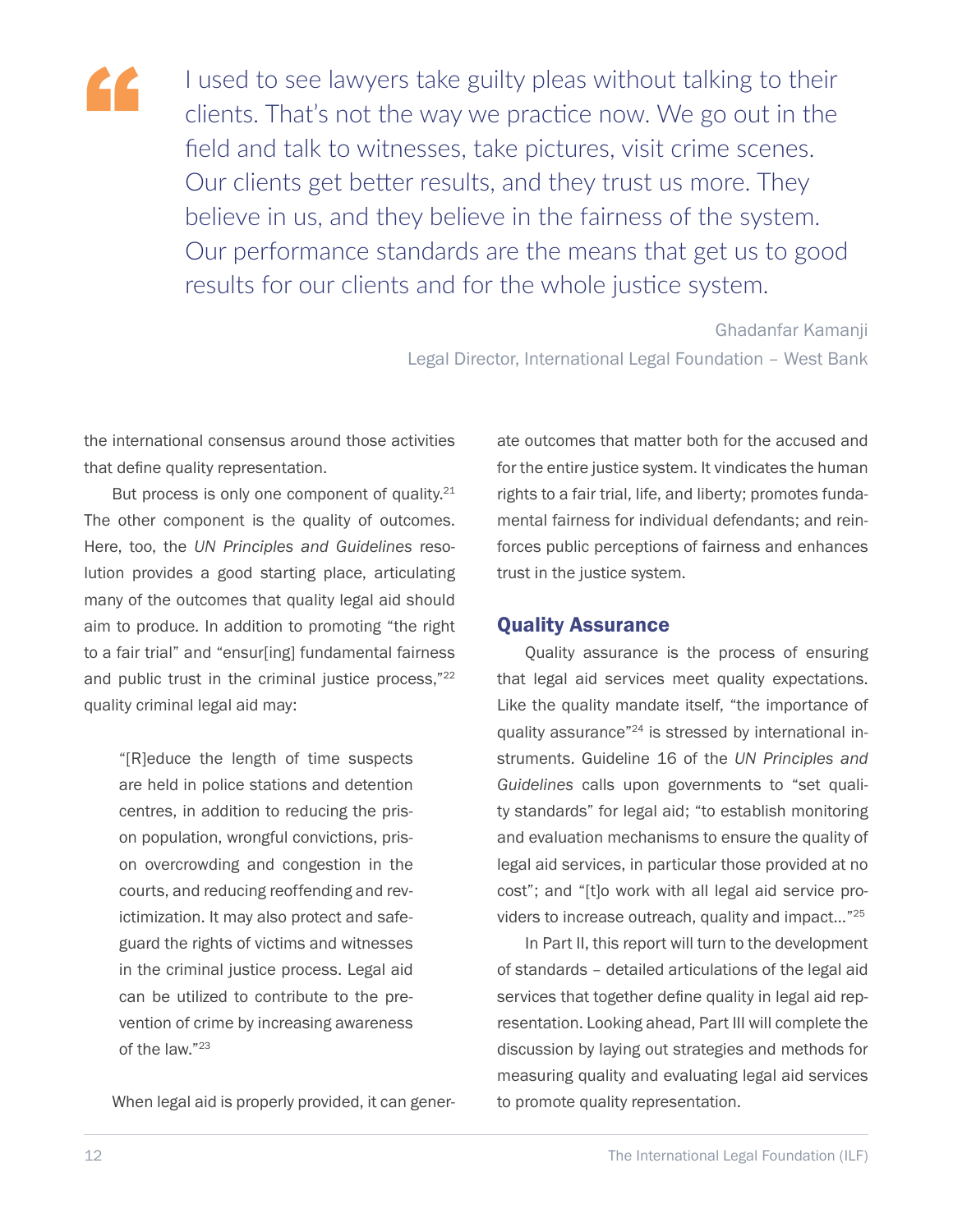> I used to see lawyers take guilty pleas without talking to their clients. That's not the way we practice now. We go out in the field and talk to witnesses, take pictures, visit crime scenes. Our clients get better results, and they trust us more. They believe in us, and they believe in the fairness of the system. Our performance standards are the means that get us to good results for our clients and for the whole justice system.
>
> Ghadanfar Kamanji
> Legal Director, International Legal Foundation – West Bank

the international consensus around those activities that define quality representation.

But process is only one component of quality.[21] The other component is the quality of outcomes. Here, too, the *UN Principles and Guidelines* resolution provides a good starting place, articulating many of the outcomes that quality legal aid should aim to produce. In addition to promoting "the right to a fair trial" and "ensur[ing] fundamental fairness and public trust in the criminal justice process,"[22] quality criminal legal aid may:

> "[R]educe the length of time suspects are held in police stations and detention centres, in addition to reducing the prison population, wrongful convictions, prison overcrowding and congestion in the courts, and reducing reoffending and revictimization. It may also protect and safeguard the rights of victims and witnesses in the criminal justice process. Legal aid can be utilized to contribute to the prevention of crime by increasing awareness of the law."[23]

When legal aid is properly provided, it can generate outcomes that matter both for the accused and for the entire justice system. It vindicates the human rights to a fair trial, life, and liberty; promotes fundamental fairness for individual defendants; and reinforces public perceptions of fairness and enhances trust in the justice system.

## Quality Assurance

Quality assurance is the process of ensuring that legal aid services meet quality expectations. Like the quality mandate itself, "the importance of quality assurance"[24] is stressed by international instruments. Guideline 16 of the *UN Principles and Guidelines* calls upon governments to "set quality standards" for legal aid; "to establish monitoring and evaluation mechanisms to ensure the quality of legal aid services, in particular those provided at no cost"; and "[t]o work with all legal aid service providers to increase outreach, quality and impact…"[25]

In Part II, this report will turn to the development of standards – detailed articulations of the legal aid services that together define quality in legal aid representation. Looking ahead, Part III will complete the discussion by laying out strategies and methods for measuring quality and evaluating legal aid services to promote quality representation.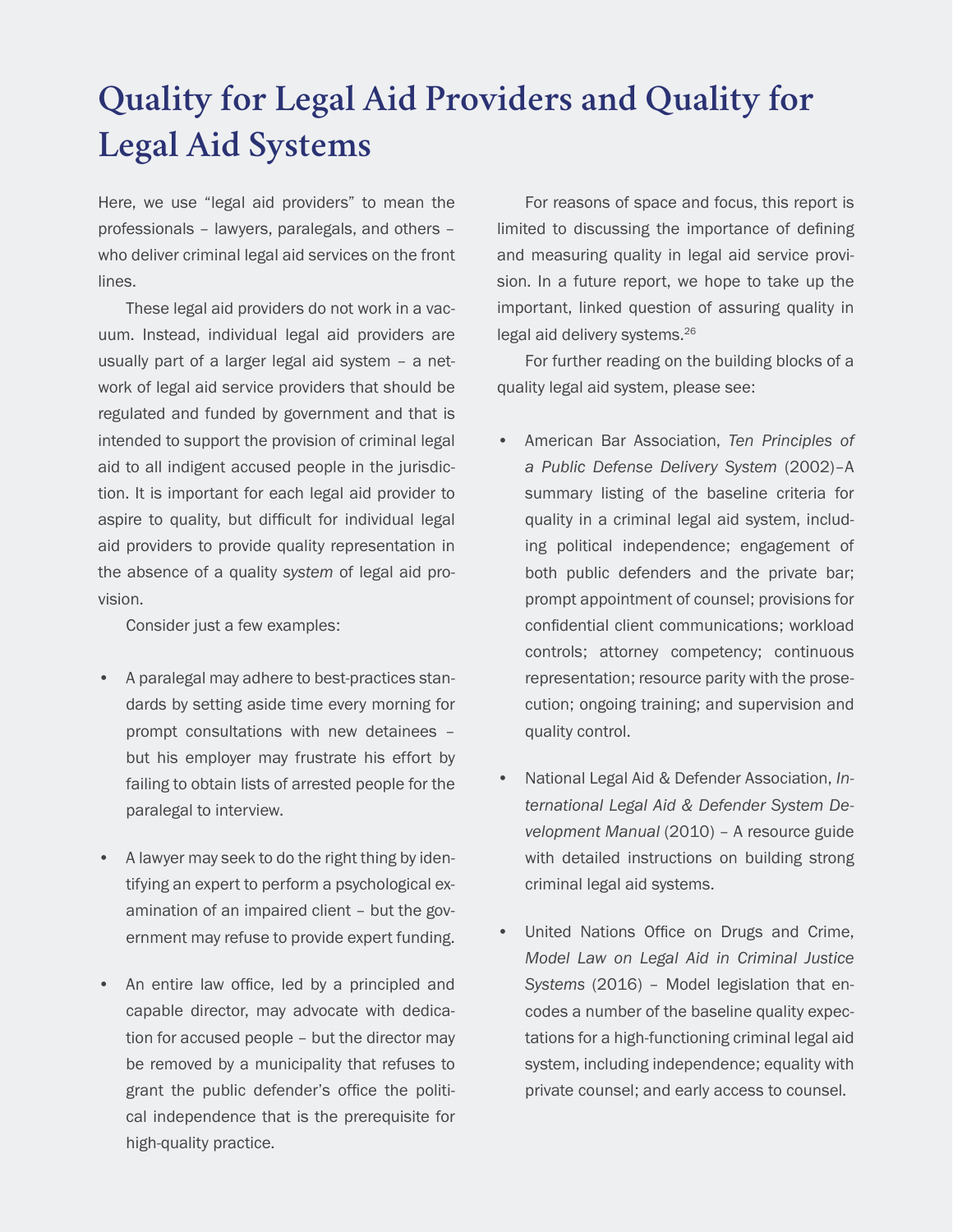# Quality for Legal Aid Providers and Quality for Legal Aid Systems

Here, we use "legal aid providers" to mean the professionals – lawyers, paralegals, and others – who deliver criminal legal aid services on the front lines.

These legal aid providers do not work in a vacuum. Instead, individual legal aid providers are usually part of a larger legal aid system – a network of legal aid service providers that should be regulated and funded by government and that is intended to support the provision of criminal legal aid to all indigent accused people in the jurisdiction. It is important for each legal aid provider to aspire to quality, but difficult for individual legal aid providers to provide quality representation in the absence of a quality *system* of legal aid provision.

Consider just a few examples:

- A paralegal may adhere to best-practices standards by setting aside time every morning for prompt consultations with new detainees – but his employer may frustrate his effort by failing to obtain lists of arrested people for the paralegal to interview.
- A lawyer may seek to do the right thing by identifying an expert to perform a psychological examination of an impaired client – but the government may refuse to provide expert funding.
- An entire law office, led by a principled and capable director, may advocate with dedication for accused people – but the director may be removed by a municipality that refuses to grant the public defender's office the political independence that is the prerequisite for high-quality practice.

For reasons of space and focus, this report is limited to discussing the importance of defining and measuring quality in legal aid service provision. In a future report, we hope to take up the important, linked question of assuring quality in legal aid delivery systems.[26]

For further reading on the building blocks of a quality legal aid system, please see:

- American Bar Association, *Ten Principles of a Public Defense Delivery System* (2002)–A summary listing of the baseline criteria for quality in a criminal legal aid system, including political independence; engagement of both public defenders and the private bar; prompt appointment of counsel; provisions for confidential client communications; workload controls; attorney competency; continuous representation; resource parity with the prosecution; ongoing training; and supervision and quality control.
- National Legal Aid & Defender Association, *International Legal Aid & Defender System Development Manual* (2010) – A resource guide with detailed instructions on building strong criminal legal aid systems.
- United Nations Office on Drugs and Crime, *Model Law on Legal Aid in Criminal Justice Systems* (2016) – Model legislation that encodes a number of the baseline quality expectations for a high-functioning criminal legal aid system, including independence; equality with private counsel; and early access to counsel.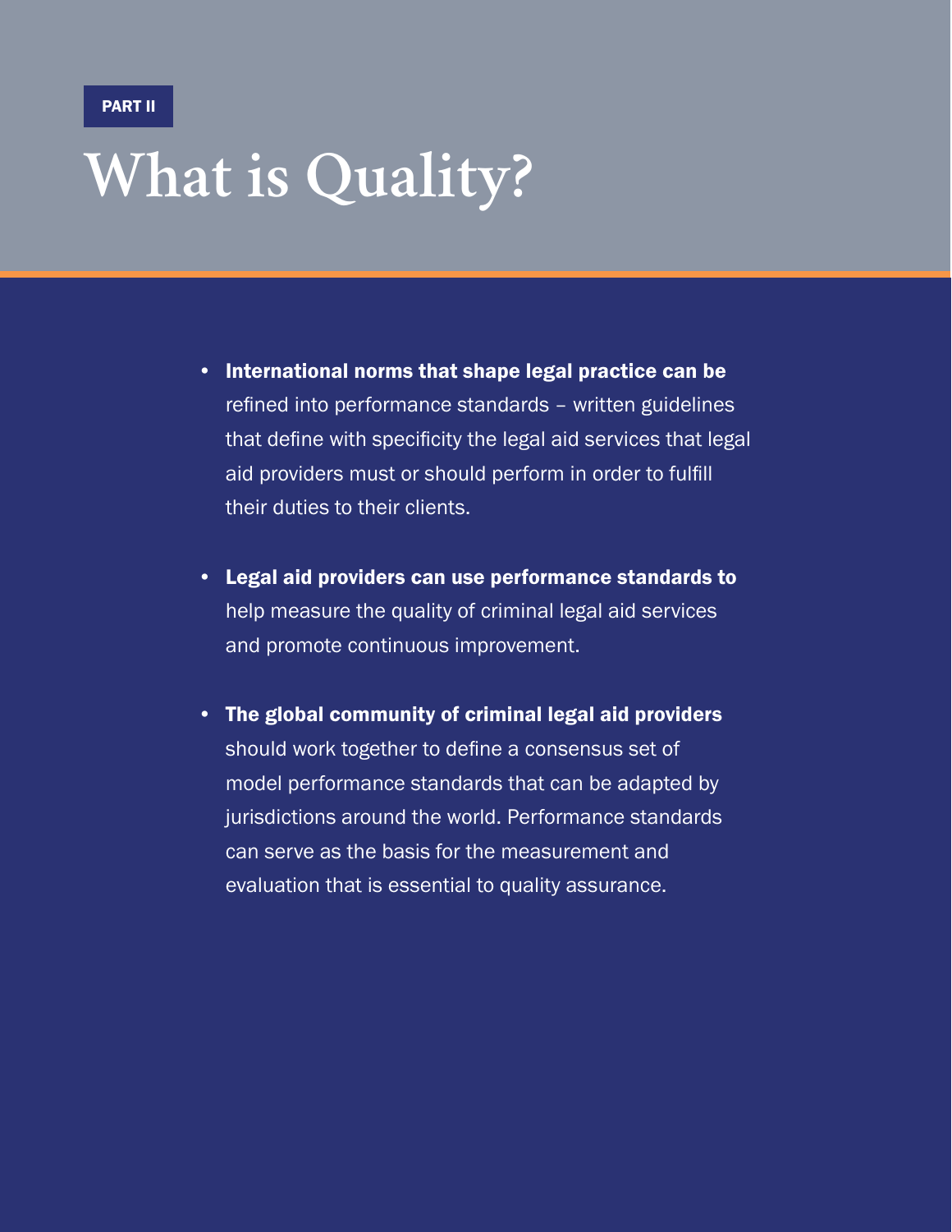PART II

# What is Quality?

- **International norms that shape legal practice can be** refined into performance standards – written guidelines that define with specificity the legal aid services that legal aid providers must or should perform in order to fulfill their duties to their clients.

- **Legal aid providers can use performance standards to** help measure the quality of criminal legal aid services and promote continuous improvement.

- **The global community of criminal legal aid providers** should work together to define a consensus set of model performance standards that can be adapted by jurisdictions around the world. Performance standards can serve as the basis for the measurement and evaluation that is essential to quality assurance.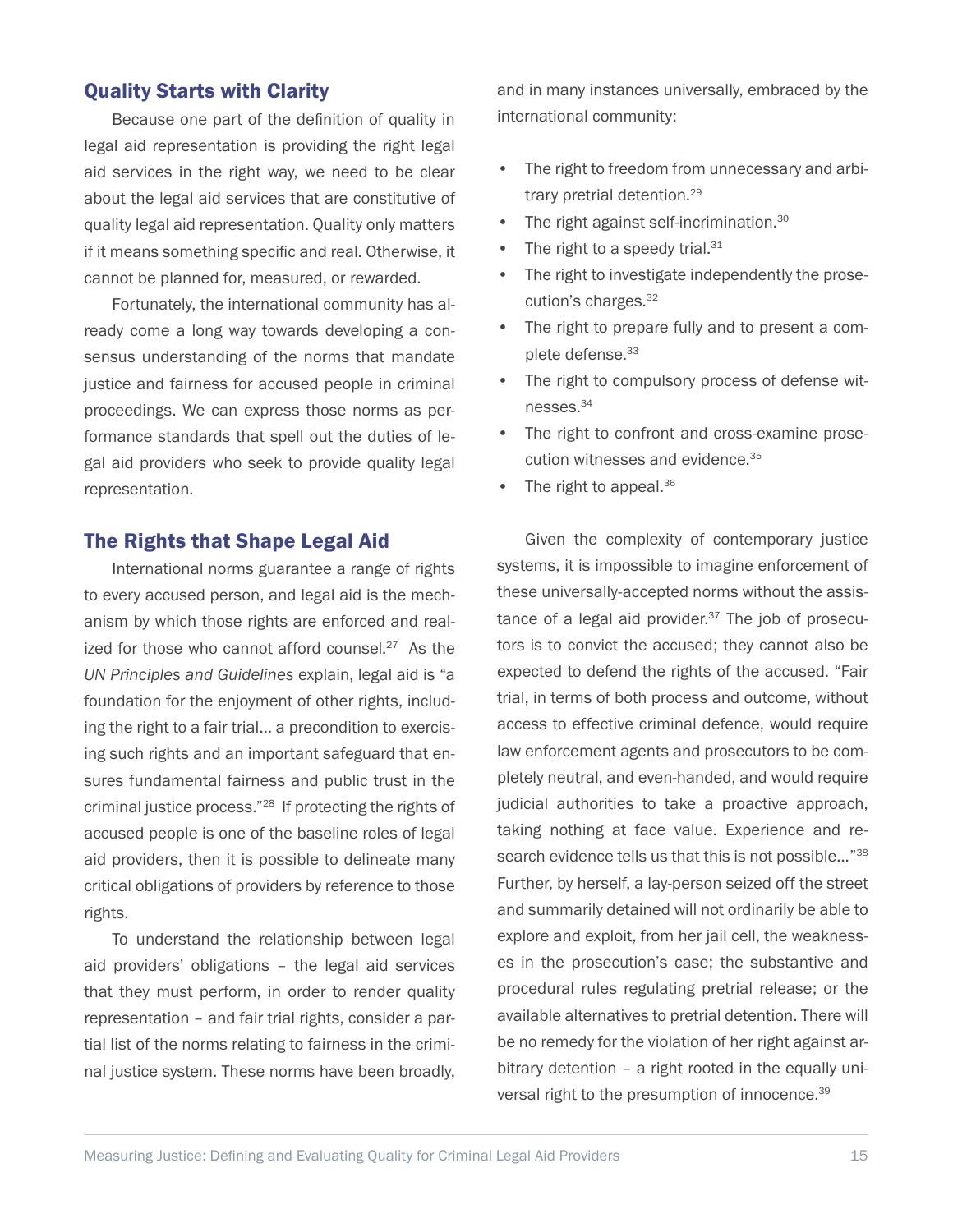## Quality Starts with Clarity

Because one part of the definition of quality in legal aid representation is providing the right legal aid services in the right way, we need to be clear about the legal aid services that are constitutive of quality legal aid representation. Quality only matters if it means something specific and real. Otherwise, it cannot be planned for, measured, or rewarded.

Fortunately, the international community has already come a long way towards developing a consensus understanding of the norms that mandate justice and fairness for accused people in criminal proceedings. We can express those norms as performance standards that spell out the duties of legal aid providers who seek to provide quality legal representation.

## The Rights that Shape Legal Aid

International norms guarantee a range of rights to every accused person, and legal aid is the mechanism by which those rights are enforced and realized for those who cannot afford counsel.[27] As the *UN Principles and Guidelines* explain, legal aid is "a foundation for the enjoyment of other rights, including the right to a fair trial… a precondition to exercising such rights and an important safeguard that ensures fundamental fairness and public trust in the criminal justice process."[28] If protecting the rights of accused people is one of the baseline roles of legal aid providers, then it is possible to delineate many critical obligations of providers by reference to those rights.

To understand the relationship between legal aid providers' obligations – the legal aid services that they must perform, in order to render quality representation – and fair trial rights, consider a partial list of the norms relating to fairness in the criminal justice system. These norms have been broadly, and in many instances universally, embraced by the international community:

- The right to freedom from unnecessary and arbitrary pretrial detention.[29]
- The right against self-incrimination.[30]
- The right to a speedy trial.[31]
- The right to investigate independently the prosecution's charges.[32]
- The right to prepare fully and to present a complete defense.[33]
- The right to compulsory process of defense witnesses.[34]
- The right to confront and cross-examine prosecution witnesses and evidence.[35]
- The right to appeal.[36]

Given the complexity of contemporary justice systems, it is impossible to imagine enforcement of these universally-accepted norms without the assistance of a legal aid provider.[37] The job of prosecutors is to convict the accused; they cannot also be expected to defend the rights of the accused. "Fair trial, in terms of both process and outcome, without access to effective criminal defence, would require law enforcement agents and prosecutors to be completely neutral, and even-handed, and would require judicial authorities to take a proactive approach, taking nothing at face value. Experience and research evidence tells us that this is not possible…"[38] Further, by herself, a lay-person seized off the street and summarily detained will not ordinarily be able to explore and exploit, from her jail cell, the weaknesses in the prosecution's case; the substantive and procedural rules regulating pretrial release; or the available alternatives to pretrial detention. There will be no remedy for the violation of her right against arbitrary detention – a right rooted in the equally universal right to the presumption of innocence.[39]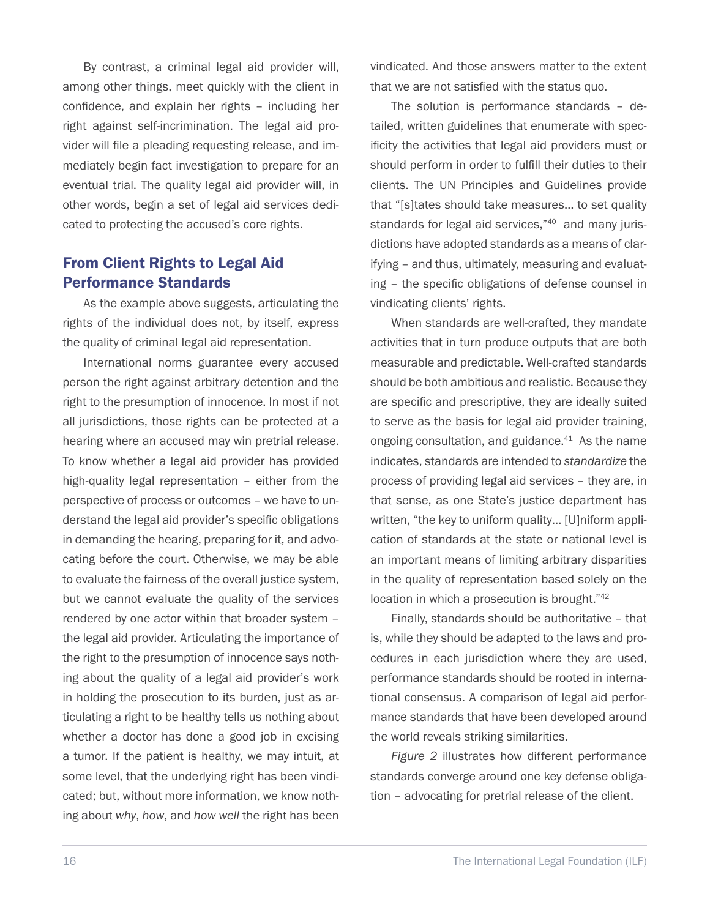By contrast, a criminal legal aid provider will, among other things, meet quickly with the client in confidence, and explain her rights – including her right against self-incrimination. The legal aid provider will file a pleading requesting release, and immediately begin fact investigation to prepare for an eventual trial. The quality legal aid provider will, in other words, begin a set of legal aid services dedicated to protecting the accused's core rights.

## From Client Rights to Legal Aid Performance Standards

As the example above suggests, articulating the rights of the individual does not, by itself, express the quality of criminal legal aid representation.

International norms guarantee every accused person the right against arbitrary detention and the right to the presumption of innocence. In most if not all jurisdictions, those rights can be protected at a hearing where an accused may win pretrial release. To know whether a legal aid provider has provided high-quality legal representation – either from the perspective of process or outcomes – we have to understand the legal aid provider's specific obligations in demanding the hearing, preparing for it, and advocating before the court. Otherwise, we may be able to evaluate the fairness of the overall justice system, but we cannot evaluate the quality of the services rendered by one actor within that broader system – the legal aid provider. Articulating the importance of the right to the presumption of innocence says nothing about the quality of a legal aid provider's work in holding the prosecution to its burden, just as articulating a right to be healthy tells us nothing about whether a doctor has done a good job in excising a tumor. If the patient is healthy, we may intuit, at some level, that the underlying right has been vindicated; but, without more information, we know nothing about *why*, *how*, and *how well* the right has been vindicated. And those answers matter to the extent that we are not satisfied with the status quo.

The solution is performance standards – detailed, written guidelines that enumerate with specificity the activities that legal aid providers must or should perform in order to fulfill their duties to their clients. The UN Principles and Guidelines provide that "[s]tates should take measures… to set quality standards for legal aid services,"[40] and many jurisdictions have adopted standards as a means of clarifying – and thus, ultimately, measuring and evaluating – the specific obligations of defense counsel in vindicating clients' rights.

When standards are well-crafted, they mandate activities that in turn produce outputs that are both measurable and predictable. Well-crafted standards should be both ambitious and realistic. Because they are specific and prescriptive, they are ideally suited to serve as the basis for legal aid provider training, ongoing consultation, and guidance.[41] As the name indicates, standards are intended to *standardize* the process of providing legal aid services – they are, in that sense, as one State's justice department has written, "the key to uniform quality… [U]niform application of standards at the state or national level is an important means of limiting arbitrary disparities in the quality of representation based solely on the location in which a prosecution is brought."[42]

Finally, standards should be authoritative – that is, while they should be adapted to the laws and procedures in each jurisdiction where they are used, performance standards should be rooted in international consensus. A comparison of legal aid performance standards that have been developed around the world reveals striking similarities.

*Figure 2* illustrates how different performance standards converge around one key defense obligation – advocating for pretrial release of the client.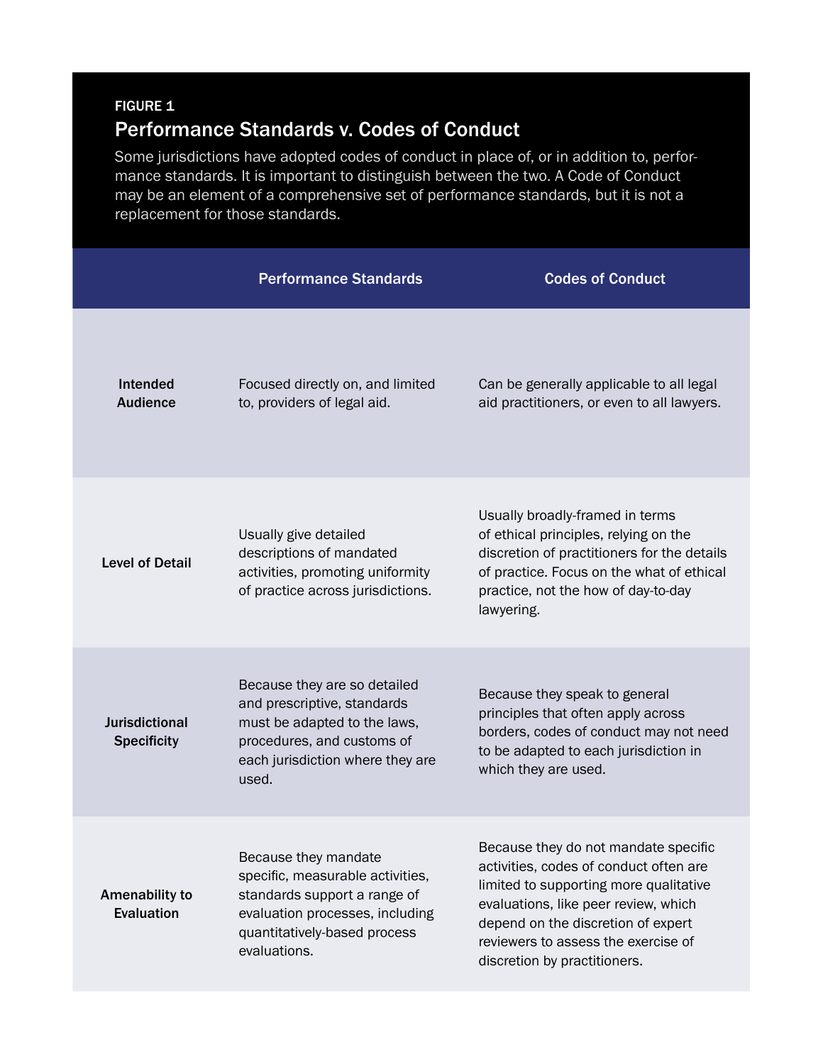FIGURE 1

## Performance Standards v. Codes of Conduct

Some jurisdictions have adopted codes of conduct in place of, or in addition to, performance standards. It is important to distinguish between the two. A Code of Conduct may be an element of a comprehensive set of performance standards, but it is not a replacement for those standards.

| | Performance Standards | Codes of Conduct |
|---|---|---|
| **Intended Audience** | Focused directly on, and limited to, providers of legal aid. | Can be generally applicable to all legal aid practitioners, or even to all lawyers. |
| **Level of Detail** | Usually give detailed descriptions of mandated activities, promoting uniformity of practice across jurisdictions. | Usually broadly-framed in terms of ethical principles, relying on the discretion of practitioners for the details of practice. Focus on the what of ethical practice, not the how of day-to-day lawyering. |
| **Jurisdictional Specificity** | Because they are so detailed and prescriptive, standards must be adapted to the laws, procedures, and customs of each jurisdiction where they are used. | Because they speak to general principles that often apply across borders, codes of conduct may not need to be adapted to each jurisdiction in which they are used. |
| **Amenability to Evaluation** | Because they mandate specific, measurable activities, standards support a range of evaluation processes, including quantitatively-based process evaluations. | Because they do not mandate specific activities, codes of conduct often are limited to supporting more qualitative evaluations, like peer review, which depend on the discretion of expert reviewers to assess the exercise of discretion by practitioners. |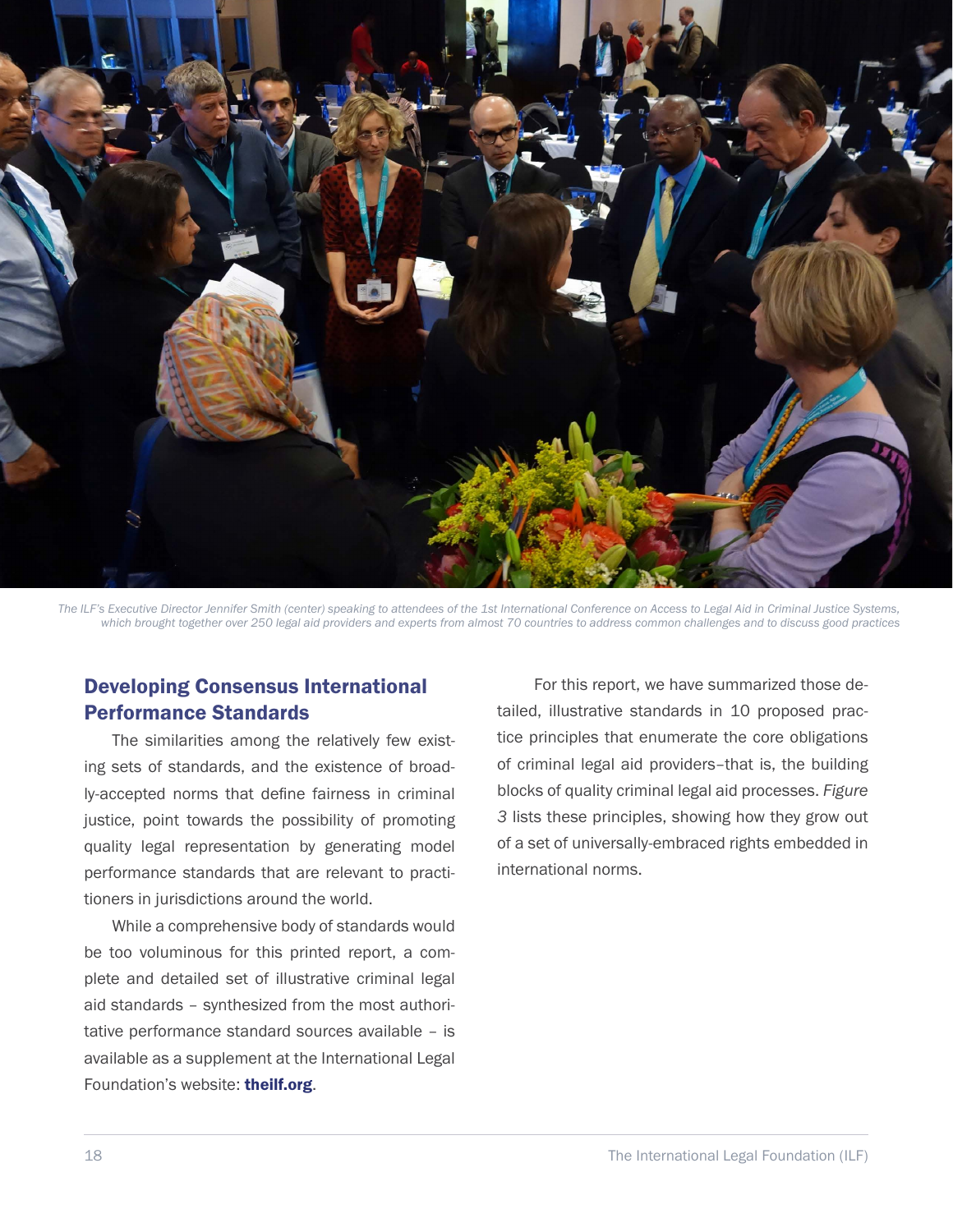*The ILF's Executive Director Jennifer Smith (center) speaking to attendees of the 1st International Conference on Access to Legal Aid in Criminal Justice Systems, which brought together over 250 legal aid providers and experts from almost 70 countries to address common challenges and to discuss good practices*

## Developing Consensus International Performance Standards

The similarities among the relatively few existing sets of standards, and the existence of broadly-accepted norms that define fairness in criminal justice, point towards the possibility of promoting quality legal representation by generating model performance standards that are relevant to practitioners in jurisdictions around the world.

While a comprehensive body of standards would be too voluminous for this printed report, a complete and detailed set of illustrative criminal legal aid standards – synthesized from the most authoritative performance standard sources available – is available as a supplement at the International Legal Foundation's website: **theilf.org**.

For this report, we have summarized those detailed, illustrative standards in 10 proposed practice principles that enumerate the core obligations of criminal legal aid providers–that is, the building blocks of quality criminal legal aid processes. *Figure 3* lists these principles, showing how they grow out of a set of universally-embraced rights embedded in international norms.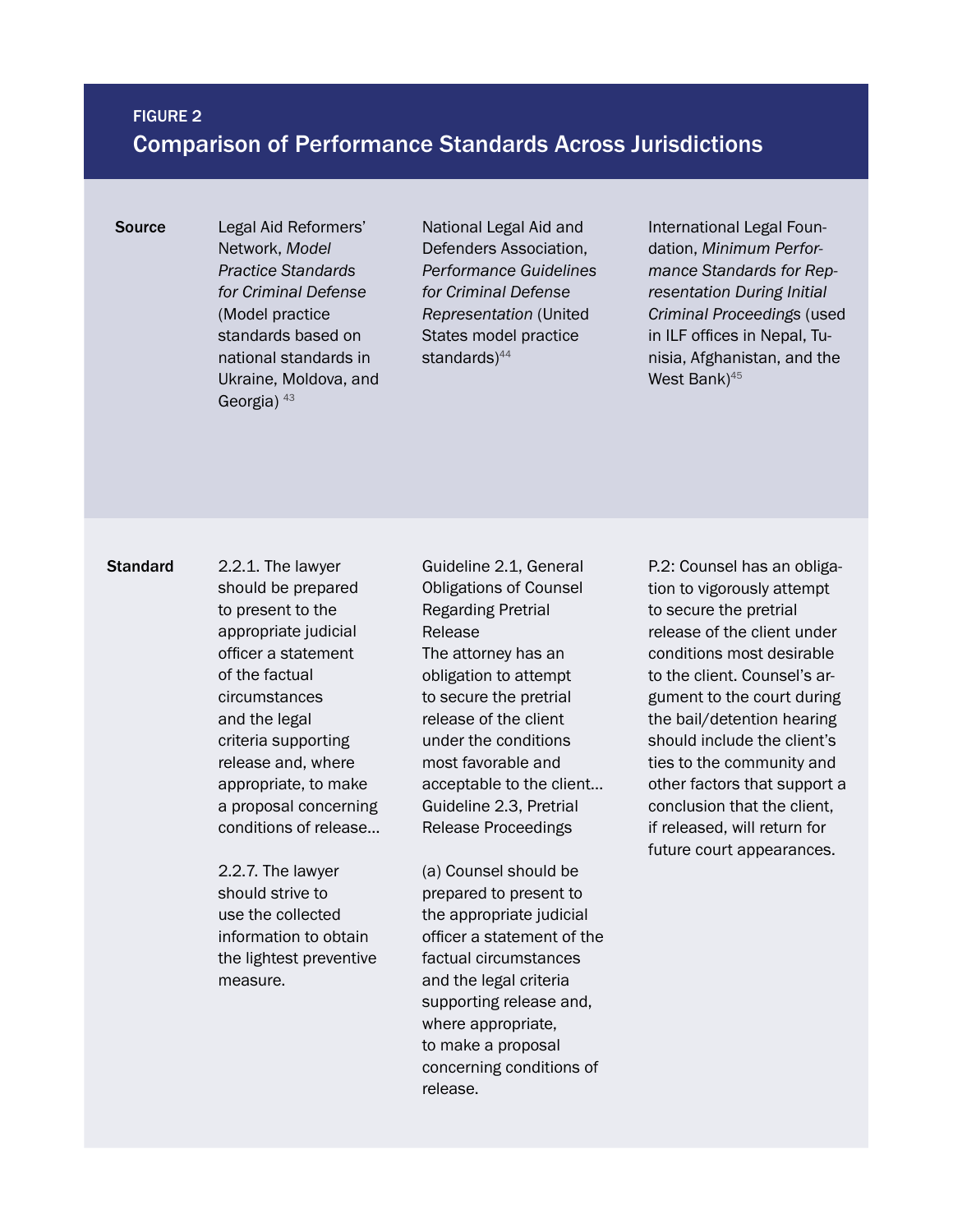FIGURE 2

## Comparison of Performance Standards Across Jurisdictions

| | | | |
|---|---|---|---|
| **Source** | Legal Aid Reformers' Network, *Model Practice Standards for Criminal Defense* (Model practice standards based on national standards in Ukraine, Moldova, and Georgia) [43] | National Legal Aid and Defenders Association, *Performance Guidelines for Criminal Defense Representation* (United States model practice standards)[44] | International Legal Foundation, *Minimum Performance Standards for Representation During Initial Criminal Proceedings* (used in ILF offices in Nepal, Tunisia, Afghanistan, and the West Bank)[45] |
| **Standard** | 2.2.1. The lawyer should be prepared to present to the appropriate judicial officer a statement of the factual circumstances and the legal criteria supporting release and, where appropriate, to make a proposal concerning conditions of release…<br><br>2.2.7. The lawyer should strive to use the collected information to obtain the lightest preventive measure. | Guideline 2.1, General Obligations of Counsel Regarding Pretrial Release<br>The attorney has an obligation to attempt to secure the pretrial release of the client under the conditions most favorable and acceptable to the client…<br>Guideline 2.3, Pretrial Release Proceedings<br><br>(a) Counsel should be prepared to present to the appropriate judicial officer a statement of the factual circumstances and the legal criteria supporting release and, where appropriate, to make a proposal concerning conditions of release. | P.2: Counsel has an obligation to vigorously attempt to secure the pretrial release of the client under conditions most desirable to the client. Counsel's argument to the court during the bail/detention hearing should include the client's ties to the community and other factors that support a conclusion that the client, if released, will return for future court appearances. |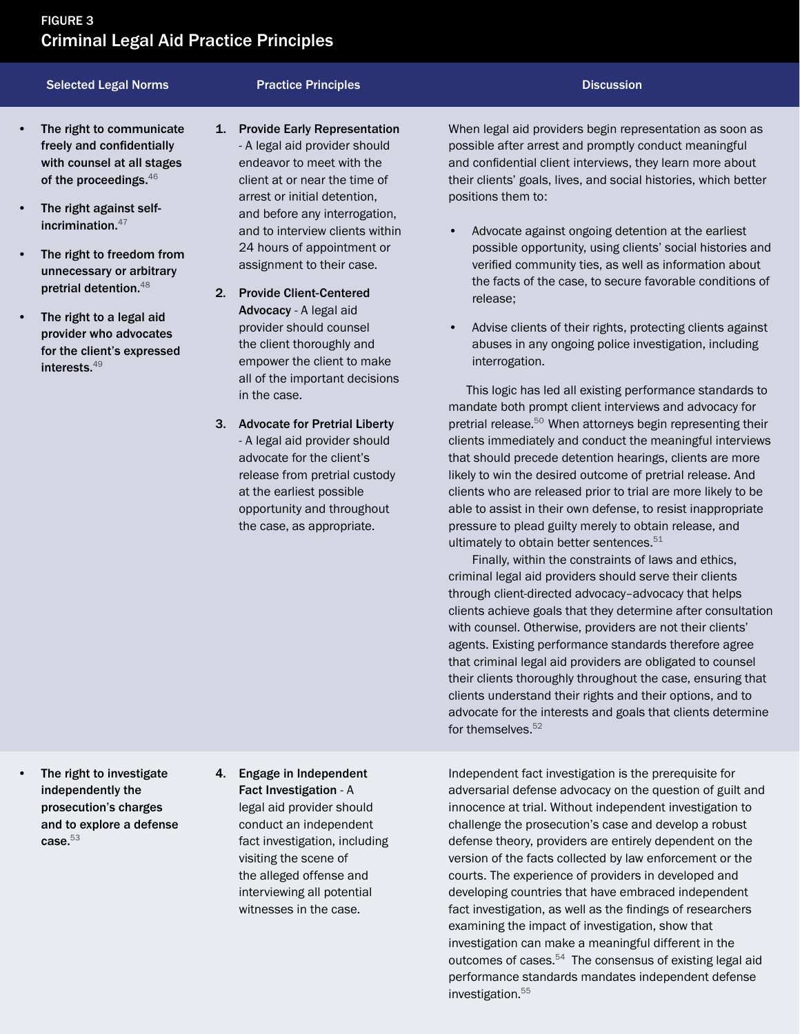## FIGURE 3
## Criminal Legal Aid Practice Principles

| Selected Legal Norms | Practice Principles | Discussion |
| --- | --- | --- |
| • **The right to communicate freely and confidentially with counsel at all stages of the proceedings.**[46]<br>• **The right against self-incrimination.**[47]<br>• **The right to freedom from unnecessary or arbitrary pretrial detention.**[48]<br>• **The right to a legal aid provider who advocates for the client's expressed interests.**[49] | 1. **Provide Early Representation** - A legal aid provider should endeavor to meet with the client at or near the time of arrest or initial detention, and before any interrogation, and to interview clients within 24 hours of appointment or assignment to their case.<br>2. **Provide Client-Centered Advocacy** - A legal aid provider should counsel the client thoroughly and empower the client to make all of the important decisions in the case.<br>3. **Advocate for Pretrial Liberty** - A legal aid provider should advocate for the client's release from pretrial custody at the earliest possible opportunity and throughout the case, as appropriate. | When legal aid providers begin representation as soon as possible after arrest and promptly conduct meaningful and confidential client interviews, they learn more about their clients' goals, lives, and social histories, which better positions them to:<br>• Advocate against ongoing detention at the earliest possible opportunity, using clients' social histories and verified community ties, as well as information about the facts of the case, to secure favorable conditions of release;<br>• Advise clients of their rights, protecting clients against abuses in any ongoing police investigation, including interrogation.<br>This logic has led all existing performance standards to mandate both prompt client interviews and advocacy for pretrial release.[50] When attorneys begin representing their clients immediately and conduct the meaningful interviews that should precede detention hearings, clients are more likely to win the desired outcome of pretrial release. And clients who are released prior to trial are more likely to be able to assist in their own defense, to resist inappropriate pressure to plead guilty merely to obtain release, and ultimately to obtain better sentences.[51]<br>Finally, within the constraints of laws and ethics, criminal legal aid providers should serve their clients through client-directed advocacy–advocacy that helps clients achieve goals that they determine after consultation with counsel. Otherwise, providers are not their clients' agents. Existing performance standards therefore agree that criminal legal aid providers are obligated to counsel their clients thoroughly throughout the case, ensuring that clients understand their rights and their options, and to advocate for the interests and goals that clients determine for themselves.[52] |
| • **The right to investigate independently the prosecution's charges and to explore a defense case.**[53] | 4. **Engage in Independent Fact Investigation** - A legal aid provider should conduct an independent fact investigation, including visiting the scene of the alleged offense and interviewing all potential witnesses in the case. | Independent fact investigation is the prerequisite for adversarial defense advocacy on the question of guilt and innocence at trial. Without independent investigation to challenge the prosecution's case and develop a robust defense theory, providers are entirely dependent on the version of the facts collected by law enforcement or the courts. The experience of providers in developed and developing countries that have embraced independent fact investigation, as well as the findings of researchers examining the impact of investigation, show that investigation can make a meaningful different in the outcomes of cases.[54] The consensus of existing legal aid performance standards mandates independent defense investigation.[55] |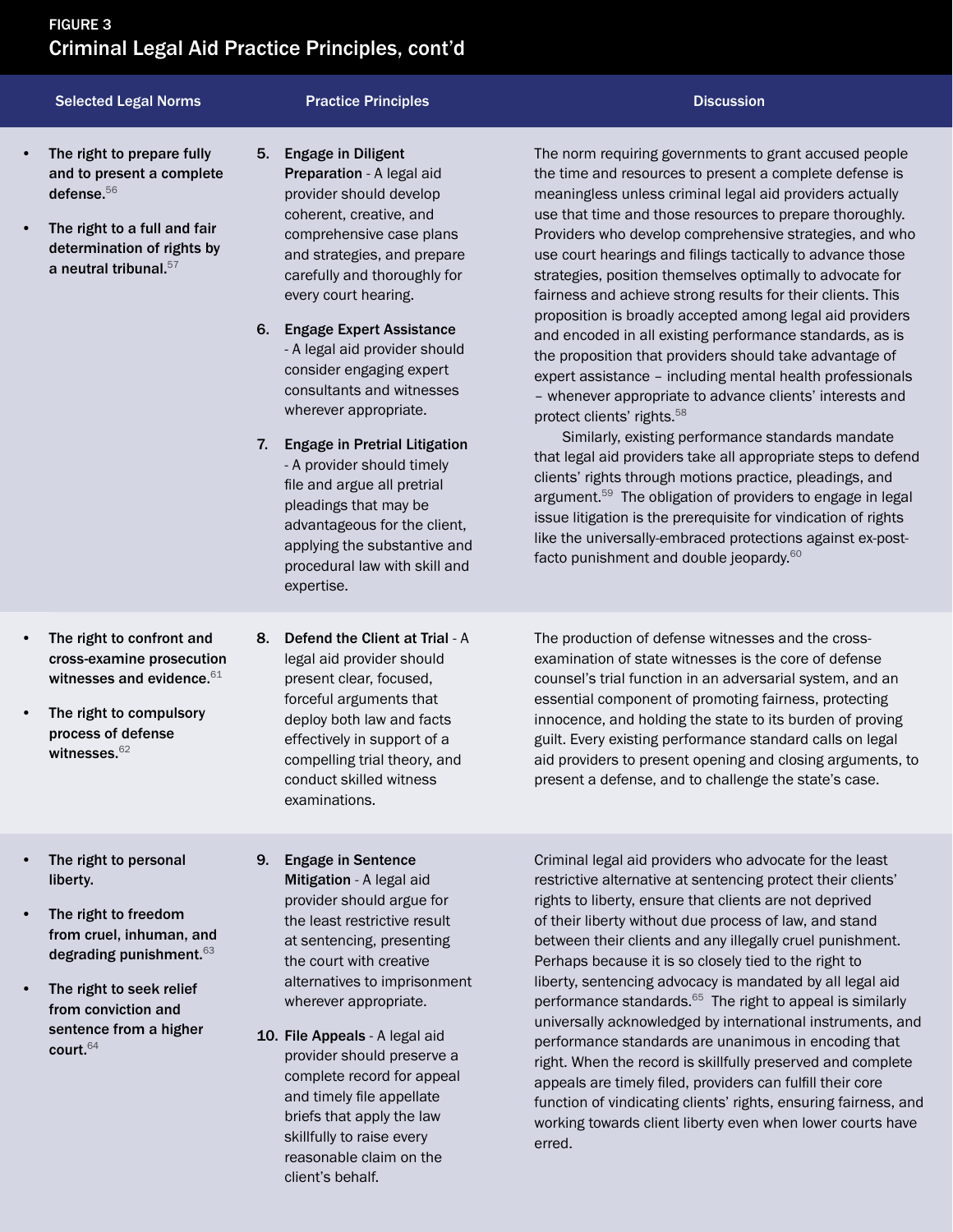## FIGURE 3

## Criminal Legal Aid Practice Principles, cont'd

| Selected Legal Norms | Practice Principles | Discussion |
|---|---|---|
| • **The right to prepare fully and to present a complete defense.**[56] <br> • **The right to a full and fair determination of rights by a neutral tribunal.**[57] | 5. **Engage in Diligent Preparation** - A legal aid provider should develop coherent, creative, and comprehensive case plans and strategies, and prepare carefully and thoroughly for every court hearing. <br> 6. **Engage Expert Assistance** - A legal aid provider should consider engaging expert consultants and witnesses wherever appropriate. <br> 7. **Engage in Pretrial Litigation** - A provider should timely file and argue all pretrial pleadings that may be advantageous for the client, applying the substantive and procedural law with skill and expertise. | The norm requiring governments to grant accused people the time and resources to present a complete defense is meaningless unless criminal legal aid providers actually use that time and those resources to prepare thoroughly. Providers who develop comprehensive strategies, and who use court hearings and filings tactically to advance those strategies, position themselves optimally to advocate for fairness and achieve strong results for their clients. This proposition is broadly accepted among legal aid providers and encoded in all existing performance standards, as is the proposition that providers should take advantage of expert assistance – including mental health professionals – whenever appropriate to advance clients' interests and protect clients' rights.[58] <br> Similarly, existing performance standards mandate that legal aid providers take all appropriate steps to defend clients' rights through motions practice, pleadings, and argument.[59] The obligation of providers to engage in legal issue litigation is the prerequisite for vindication of rights like the universally-embraced protections against ex-post-facto punishment and double jeopardy.[60] |
| • **The right to confront and cross-examine prosecution witnesses and evidence.**[61] <br> • **The right to compulsory process of defense witnesses.**[62] | 8. **Defend the Client at Trial** - A legal aid provider should present clear, focused, forceful arguments that deploy both law and facts effectively in support of a compelling trial theory, and conduct skilled witness examinations. | The production of defense witnesses and the cross-examination of state witnesses is the core of defense counsel's trial function in an adversarial system, and an essential component of promoting fairness, protecting innocence, and holding the state to its burden of proving guilt. Every existing performance standard calls on legal aid providers to present opening and closing arguments, to present a defense, and to challenge the state's case. |
| • **The right to personal liberty.** <br> • **The right to freedom from cruel, inhuman, and degrading punishment.**[63] <br> • **The right to seek relief from conviction and sentence from a higher court.**[64] | 9. **Engage in Sentence Mitigation** - A legal aid provider should argue for the least restrictive result at sentencing, presenting the court with creative alternatives to imprisonment wherever appropriate. <br> 10. **File Appeals** - A legal aid provider should preserve a complete record for appeal and timely file appellate briefs that apply the law skillfully to raise every reasonable claim on the client's behalf. | Criminal legal aid providers who advocate for the least restrictive alternative at sentencing protect their clients' rights to liberty, ensure that clients are not deprived of their liberty without due process of law, and stand between their clients and any illegally cruel punishment. Perhaps because it is so closely tied to the right to liberty, sentencing advocacy is mandated by all legal aid performance standards.[65] The right to appeal is similarly universally acknowledged by international instruments, and performance standards are unanimous in encoding that right. When the record is skillfully preserved and complete appeals are timely filed, providers can fulfill their core function of vindicating clients' rights, ensuring fairness, and working towards client liberty even when lower courts have erred. |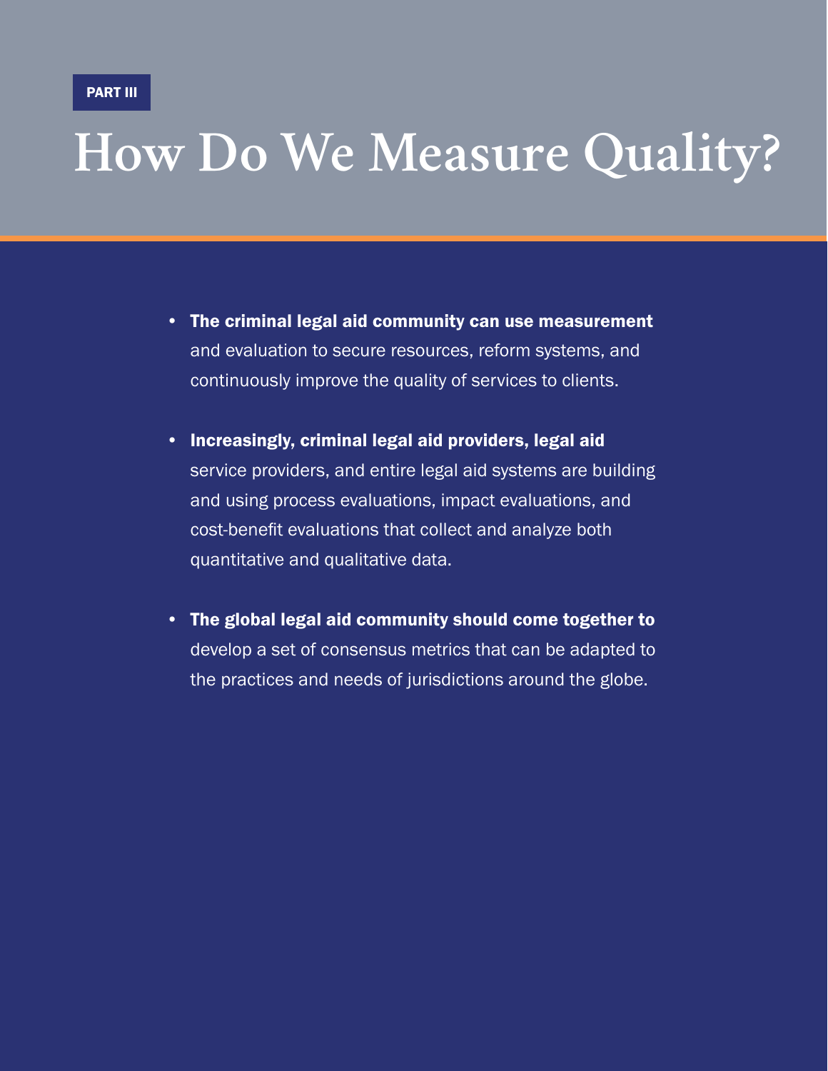PART III

# How Do We Measure Quality?

- **The criminal legal aid community can use measurement** and evaluation to secure resources, reform systems, and continuously improve the quality of services to clients.
- **Increasingly, criminal legal aid providers, legal aid** service providers, and entire legal aid systems are building and using process evaluations, impact evaluations, and cost-benefit evaluations that collect and analyze both quantitative and qualitative data.
- **The global legal aid community should come together to** develop a set of consensus metrics that can be adapted to the practices and needs of jurisdictions around the globe.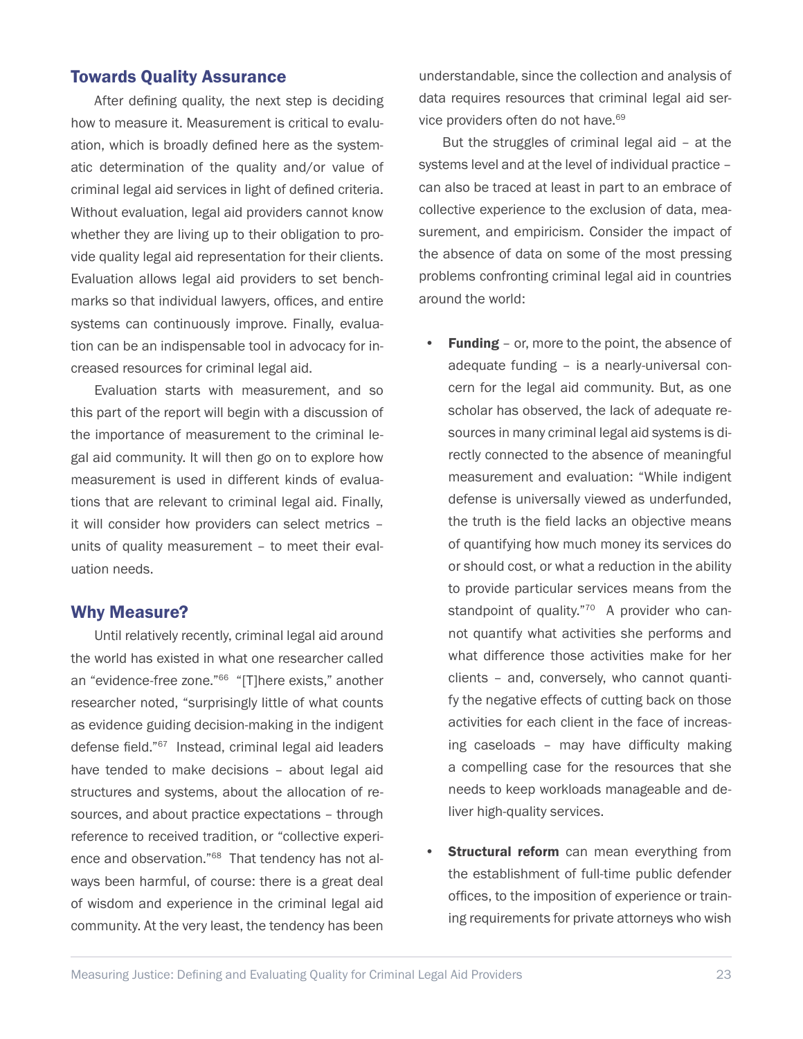## Towards Quality Assurance

After defining quality, the next step is deciding how to measure it. Measurement is critical to evaluation, which is broadly defined here as the systematic determination of the quality and/or value of criminal legal aid services in light of defined criteria. Without evaluation, legal aid providers cannot know whether they are living up to their obligation to provide quality legal aid representation for their clients. Evaluation allows legal aid providers to set benchmarks so that individual lawyers, offices, and entire systems can continuously improve. Finally, evaluation can be an indispensable tool in advocacy for increased resources for criminal legal aid.

Evaluation starts with measurement, and so this part of the report will begin with a discussion of the importance of measurement to the criminal legal aid community. It will then go on to explore how measurement is used in different kinds of evaluations that are relevant to criminal legal aid. Finally, it will consider how providers can select metrics – units of quality measurement – to meet their evaluation needs.

## Why Measure?

Until relatively recently, criminal legal aid around the world has existed in what one researcher called an "evidence-free zone."[66] "[T]here exists," another researcher noted, "surprisingly little of what counts as evidence guiding decision-making in the indigent defense field."[67] Instead, criminal legal aid leaders have tended to make decisions – about legal aid structures and systems, about the allocation of resources, and about practice expectations – through reference to received tradition, or "collective experience and observation."[68] That tendency has not always been harmful, of course: there is a great deal of wisdom and experience in the criminal legal aid community. At the very least, the tendency has been understandable, since the collection and analysis of data requires resources that criminal legal aid service providers often do not have.[69]

But the struggles of criminal legal aid – at the systems level and at the level of individual practice – can also be traced at least in part to an embrace of collective experience to the exclusion of data, measurement, and empiricism. Consider the impact of the absence of data on some of the most pressing problems confronting criminal legal aid in countries around the world:

- **Funding** – or, more to the point, the absence of adequate funding – is a nearly-universal concern for the legal aid community. But, as one scholar has observed, the lack of adequate resources in many criminal legal aid systems is directly connected to the absence of meaningful measurement and evaluation: "While indigent defense is universally viewed as underfunded, the truth is the field lacks an objective means of quantifying how much money its services do or should cost, or what a reduction in the ability to provide particular services means from the standpoint of quality."[70] A provider who cannot quantify what activities she performs and what difference those activities make for her clients – and, conversely, who cannot quantify the negative effects of cutting back on those activities for each client in the face of increasing caseloads – may have difficulty making a compelling case for the resources that she needs to keep workloads manageable and deliver high-quality services.

- **Structural reform** can mean everything from the establishment of full-time public defender offices, to the imposition of experience or training requirements for private attorneys who wish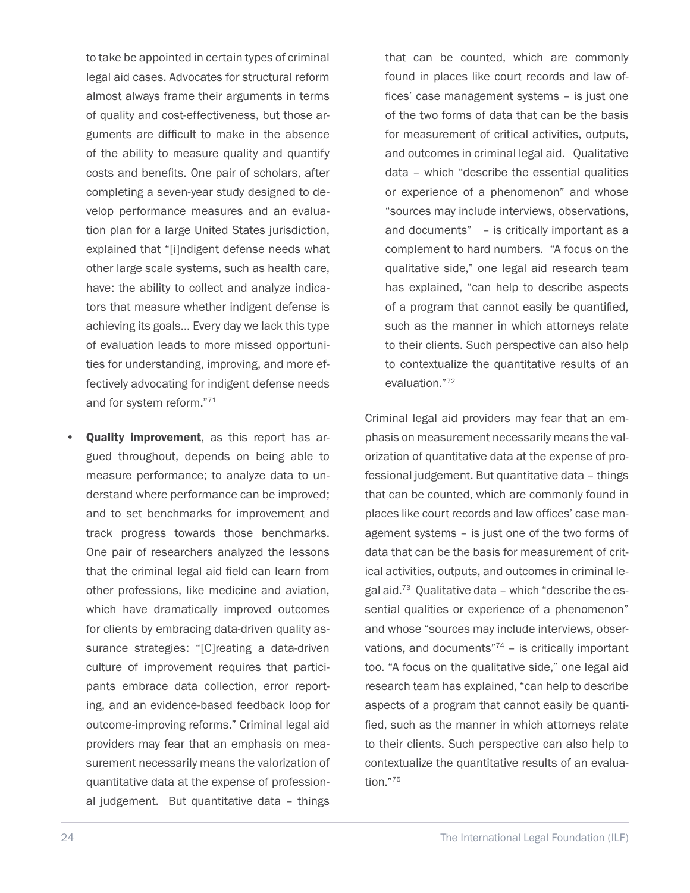to take be appointed in certain types of criminal legal aid cases. Advocates for structural reform almost always frame their arguments in terms of quality and cost-effectiveness, but those arguments are difficult to make in the absence of the ability to measure quality and quantify costs and benefits. One pair of scholars, after completing a seven-year study designed to develop performance measures and an evaluation plan for a large United States jurisdiction, explained that "[i]ndigent defense needs what other large scale systems, such as health care, have: the ability to collect and analyze indicators that measure whether indigent defense is achieving its goals… Every day we lack this type of evaluation leads to more missed opportunities for understanding, improving, and more effectively advocating for indigent defense needs and for system reform."[71]

- **Quality improvement**, as this report has argued throughout, depends on being able to measure performance; to analyze data to understand where performance can be improved; and to set benchmarks for improvement and track progress towards those benchmarks. One pair of researchers analyzed the lessons that the criminal legal aid field can learn from other professions, like medicine and aviation, which have dramatically improved outcomes for clients by embracing data-driven quality assurance strategies: "[C]reating a data-driven culture of improvement requires that participants embrace data collection, error reporting, and an evidence-based feedback loop for outcome-improving reforms." Criminal legal aid providers may fear that an emphasis on measurement necessarily means the valorization of quantitative data at the expense of professional judgement. But quantitative data – things that can be counted, which are commonly found in places like court records and law offices' case management systems – is just one of the two forms of data that can be the basis for measurement of critical activities, outputs, and outcomes in criminal legal aid. Qualitative data – which "describe the essential qualities or experience of a phenomenon" and whose "sources may include interviews, observations, and documents" – is critically important as a complement to hard numbers. "A focus on the qualitative side," one legal aid research team has explained, "can help to describe aspects of a program that cannot easily be quantified, such as the manner in which attorneys relate to their clients. Such perspective can also help to contextualize the quantitative results of an evaluation."[72]

Criminal legal aid providers may fear that an emphasis on measurement necessarily means the valorization of quantitative data at the expense of professional judgement. But quantitative data – things that can be counted, which are commonly found in places like court records and law offices' case management systems – is just one of the two forms of data that can be the basis for measurement of critical activities, outputs, and outcomes in criminal legal aid.[73] Qualitative data – which "describe the essential qualities or experience of a phenomenon" and whose "sources may include interviews, observations, and documents"[74] – is critically important too. "A focus on the qualitative side," one legal aid research team has explained, "can help to describe aspects of a program that cannot easily be quantified, such as the manner in which attorneys relate to their clients. Such perspective can also help to contextualize the quantitative results of an evaluation."[75]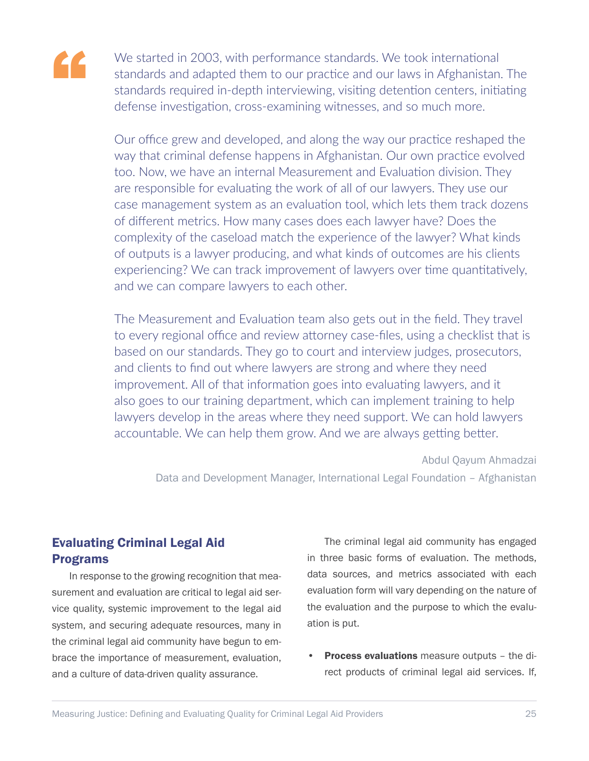> We started in 2003, with performance standards. We took international standards and adapted them to our practice and our laws in Afghanistan. The standards required in-depth interviewing, visiting detention centers, initiating defense investigation, cross-examining witnesses, and so much more.
>
> Our office grew and developed, and along the way our practice reshaped the way that criminal defense happens in Afghanistan. Our own practice evolved too. Now, we have an internal Measurement and Evaluation division. They are responsible for evaluating the work of all of our lawyers. They use our case management system as an evaluation tool, which lets them track dozens of different metrics. How many cases does each lawyer have? Does the complexity of the caseload match the experience of the lawyer? What kinds of outputs is a lawyer producing, and what kinds of outcomes are his clients experiencing? We can track improvement of lawyers over time quantitatively, and we can compare lawyers to each other.
>
> The Measurement and Evaluation team also gets out in the field. They travel to every regional office and review attorney case-files, using a checklist that is based on our standards. They go to court and interview judges, prosecutors, and clients to find out where lawyers are strong and where they need improvement. All of that information goes into evaluating lawyers, and it also goes to our training department, which can implement training to help lawyers develop in the areas where they need support. We can hold lawyers accountable. We can help them grow. And we are always getting better.
>
> Abdul Qayum Ahmadzai
>
> Data and Development Manager, International Legal Foundation – Afghanistan

## Evaluating Criminal Legal Aid Programs

In response to the growing recognition that measurement and evaluation are critical to legal aid service quality, systemic improvement to the legal aid system, and securing adequate resources, many in the criminal legal aid community have begun to embrace the importance of measurement, evaluation, and a culture of data-driven quality assurance.

The criminal legal aid community has engaged in three basic forms of evaluation. The methods, data sources, and metrics associated with each evaluation form will vary depending on the nature of the evaluation and the purpose to which the evaluation is put.

- **Process evaluations** measure outputs – the direct products of criminal legal aid services. If,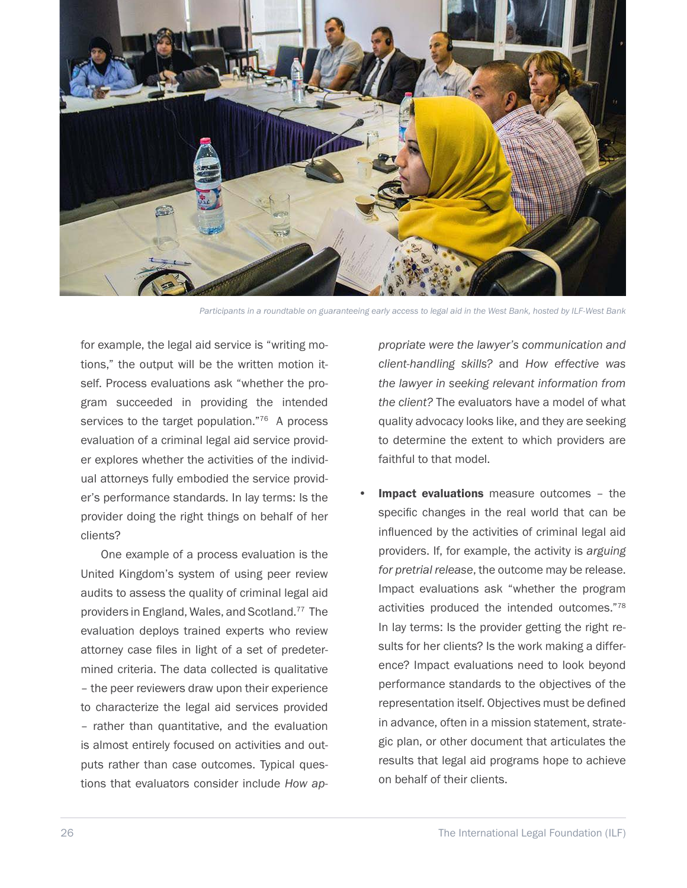Participants in a roundtable on guaranteeing early access to legal aid in the West Bank, hosted by ILF-West Bank

for example, the legal aid service is "writing motions," the output will be the written motion itself. Process evaluations ask "whether the program succeeded in providing the intended services to the target population."[76] A process evaluation of a criminal legal aid service provider explores whether the activities of the individual attorneys fully embodied the service provider's performance standards. In lay terms: Is the provider doing the right things on behalf of her clients?

One example of a process evaluation is the United Kingdom's system of using peer review audits to assess the quality of criminal legal aid providers in England, Wales, and Scotland.[77] The evaluation deploys trained experts who review attorney case files in light of a set of predetermined criteria. The data collected is qualitative – the peer reviewers draw upon their experience to characterize the legal aid services provided – rather than quantitative, and the evaluation is almost entirely focused on activities and outputs rather than case outcomes. Typical questions that evaluators consider include *How appropriate were the lawyer's communication and client-handling skills?* and *How effective was the lawyer in seeking relevant information from the client?* The evaluators have a model of what quality advocacy looks like, and they are seeking to determine the extent to which providers are faithful to that model.

- **Impact evaluations** measure outcomes – the specific changes in the real world that can be influenced by the activities of criminal legal aid providers. If, for example, the activity is *arguing for pretrial release*, the outcome may be release. Impact evaluations ask "whether the program activities produced the intended outcomes."[78] In lay terms: Is the provider getting the right results for her clients? Is the work making a difference? Impact evaluations need to look beyond performance standards to the objectives of the representation itself. Objectives must be defined in advance, often in a mission statement, strategic plan, or other document that articulates the results that legal aid programs hope to achieve on behalf of their clients.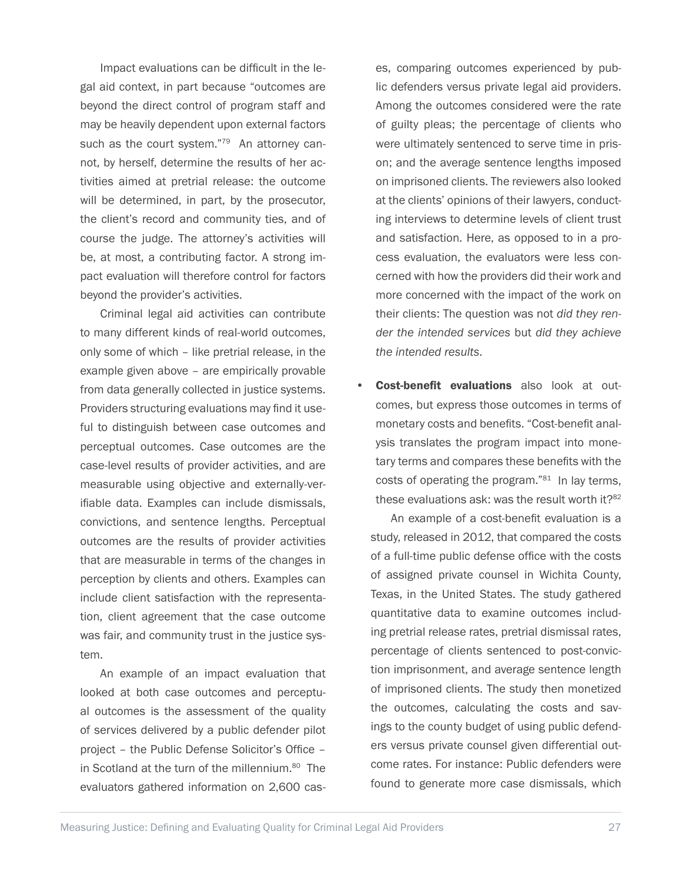Impact evaluations can be difficult in the legal aid context, in part because "outcomes are beyond the direct control of program staff and may be heavily dependent upon external factors such as the court system."[79] An attorney cannot, by herself, determine the results of her activities aimed at pretrial release: the outcome will be determined, in part, by the prosecutor, the client's record and community ties, and of course the judge. The attorney's activities will be, at most, a contributing factor. A strong impact evaluation will therefore control for factors beyond the provider's activities.

Criminal legal aid activities can contribute to many different kinds of real-world outcomes, only some of which – like pretrial release, in the example given above – are empirically provable from data generally collected in justice systems. Providers structuring evaluations may find it useful to distinguish between case outcomes and perceptual outcomes. Case outcomes are the case-level results of provider activities, and are measurable using objective and externally-verifiable data. Examples can include dismissals, convictions, and sentence lengths. Perceptual outcomes are the results of provider activities that are measurable in terms of the changes in perception by clients and others. Examples can include client satisfaction with the representation, client agreement that the case outcome was fair, and community trust in the justice system.

An example of an impact evaluation that looked at both case outcomes and perceptual outcomes is the assessment of the quality of services delivered by a public defender pilot project – the Public Defense Solicitor's Office – in Scotland at the turn of the millennium.[80] The evaluators gathered information on 2,600 cases, comparing outcomes experienced by public defenders versus private legal aid providers. Among the outcomes considered were the rate of guilty pleas; the percentage of clients who were ultimately sentenced to serve time in prison; and the average sentence lengths imposed on imprisoned clients. The reviewers also looked at the clients' opinions of their lawyers, conducting interviews to determine levels of client trust and satisfaction. Here, as opposed to in a process evaluation, the evaluators were less concerned with how the providers did their work and more concerned with the impact of the work on their clients: The question was not *did they render the intended services* but *did they achieve the intended results*.

- **Cost-benefit evaluations** also look at outcomes, but express those outcomes in terms of monetary costs and benefits. "Cost-benefit analysis translates the program impact into monetary terms and compares these benefits with the costs of operating the program."[81] In lay terms, these evaluations ask: was the result worth it?[82]

  An example of a cost-benefit evaluation is a study, released in 2012, that compared the costs of a full-time public defense office with the costs of assigned private counsel in Wichita County, Texas, in the United States. The study gathered quantitative data to examine outcomes including pretrial release rates, pretrial dismissal rates, percentage of clients sentenced to post-conviction imprisonment, and average sentence length of imprisoned clients. The study then monetized the outcomes, calculating the costs and savings to the county budget of using public defenders versus private counsel given differential outcome rates. For instance: Public defenders were found to generate more case dismissals, which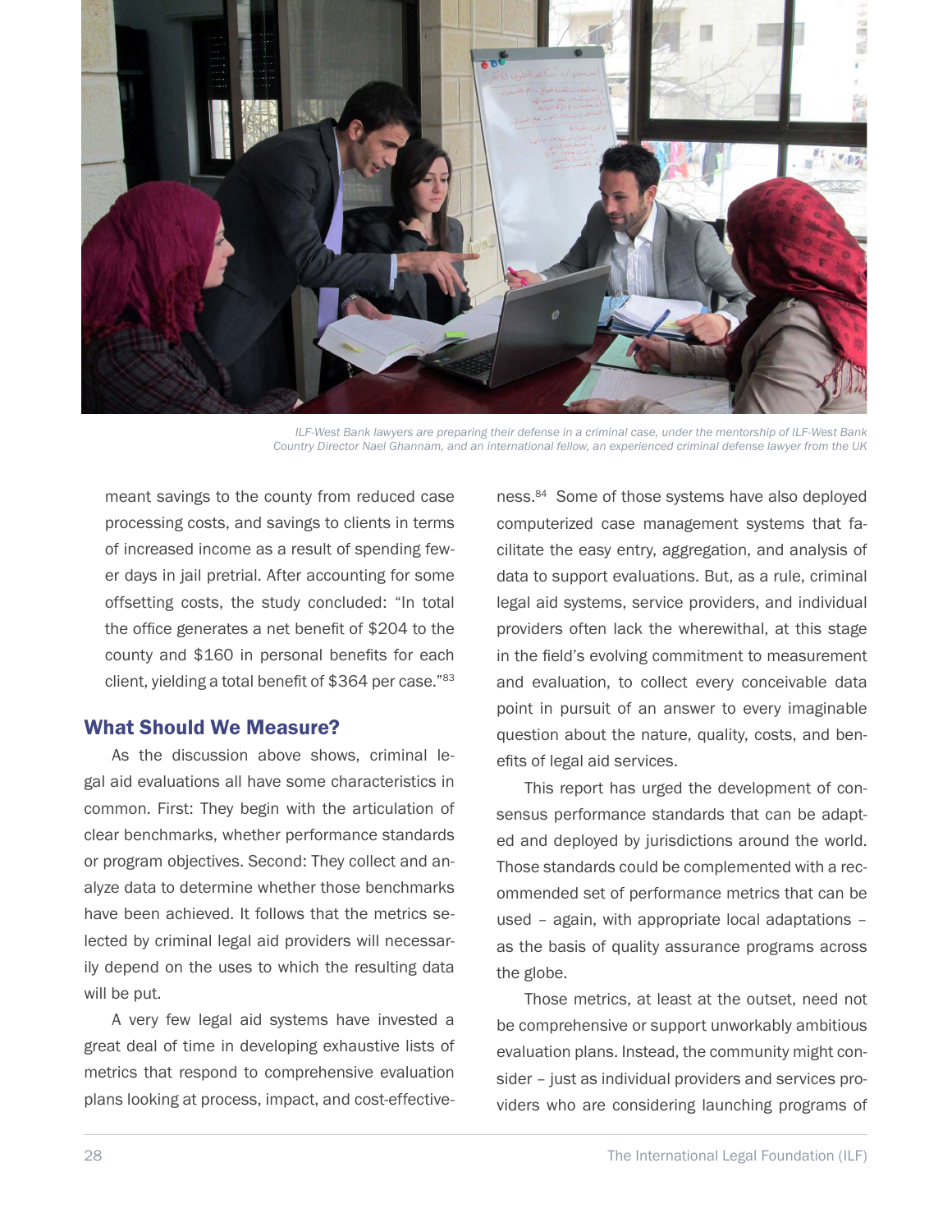ILF-West Bank lawyers are preparing their defense in a criminal case, under the mentorship of ILF-West Bank Country Director Nael Ghannam, and an international fellow, an experienced criminal defense lawyer from the UK

meant savings to the county from reduced case processing costs, and savings to clients in terms of increased income as a result of spending fewer days in jail pretrial. After accounting for some offsetting costs, the study concluded: "In total the office generates a net benefit of $204 to the county and $160 in personal benefits for each client, yielding a total benefit of $364 per case."[83]

## What Should We Measure?

As the discussion above shows, criminal legal aid evaluations all have some characteristics in common. First: They begin with the articulation of clear benchmarks, whether performance standards or program objectives. Second: They collect and analyze data to determine whether those benchmarks have been achieved. It follows that the metrics selected by criminal legal aid providers will necessarily depend on the uses to which the resulting data will be put.

A very few legal aid systems have invested a great deal of time in developing exhaustive lists of metrics that respond to comprehensive evaluation plans looking at process, impact, and cost-effectiveness.[84] Some of those systems have also deployed computerized case management systems that facilitate the easy entry, aggregation, and analysis of data to support evaluations. But, as a rule, criminal legal aid systems, service providers, and individual providers often lack the wherewithal, at this stage in the field's evolving commitment to measurement and evaluation, to collect every conceivable data point in pursuit of an answer to every imaginable question about the nature, quality, costs, and benefits of legal aid services.

This report has urged the development of consensus performance standards that can be adapted and deployed by jurisdictions around the world. Those standards could be complemented with a recommended set of performance metrics that can be used – again, with appropriate local adaptations – as the basis of quality assurance programs across the globe.

Those metrics, at least at the outset, need not be comprehensive or support unworkably ambitious evaluation plans. Instead, the community might consider – just as individual providers and services providers who are considering launching programs of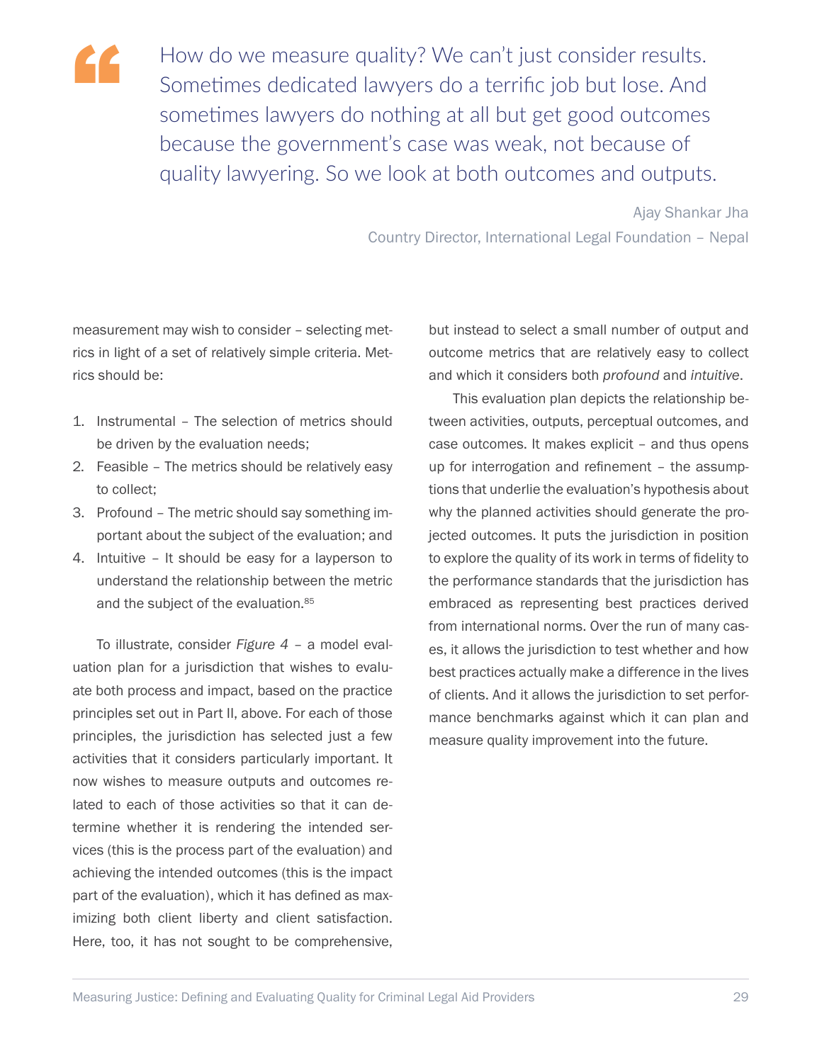> How do we measure quality? We can't just consider results. Sometimes dedicated lawyers do a terrific job but lose. And sometimes lawyers do nothing at all but get good outcomes because the government's case was weak, not because of quality lawyering. So we look at both outcomes and outputs.
>
> Ajay Shankar Jha
> Country Director, International Legal Foundation – Nepal

measurement may wish to consider – selecting metrics in light of a set of relatively simple criteria. Metrics should be:

1. Instrumental – The selection of metrics should be driven by the evaluation needs;
2. Feasible – The metrics should be relatively easy to collect;
3. Profound – The metric should say something important about the subject of the evaluation; and
4. Intuitive – It should be easy for a layperson to understand the relationship between the metric and the subject of the evaluation.[85]

To illustrate, consider *Figure 4* – a model evaluation plan for a jurisdiction that wishes to evaluate both process and impact, based on the practice principles set out in Part II, above. For each of those principles, the jurisdiction has selected just a few activities that it considers particularly important. It now wishes to measure outputs and outcomes related to each of those activities so that it can determine whether it is rendering the intended services (this is the process part of the evaluation) and achieving the intended outcomes (this is the impact part of the evaluation), which it has defined as maximizing both client liberty and client satisfaction. Here, too, it has not sought to be comprehensive, but instead to select a small number of output and outcome metrics that are relatively easy to collect and which it considers both *profound* and *intuitive*.

This evaluation plan depicts the relationship between activities, outputs, perceptual outcomes, and case outcomes. It makes explicit – and thus opens up for interrogation and refinement – the assumptions that underlie the evaluation's hypothesis about why the planned activities should generate the projected outcomes. It puts the jurisdiction in position to explore the quality of its work in terms of fidelity to the performance standards that the jurisdiction has embraced as representing best practices derived from international norms. Over the run of many cases, it allows the jurisdiction to test whether and how best practices actually make a difference in the lives of clients. And it allows the jurisdiction to set performance benchmarks against which it can plan and measure quality improvement into the future.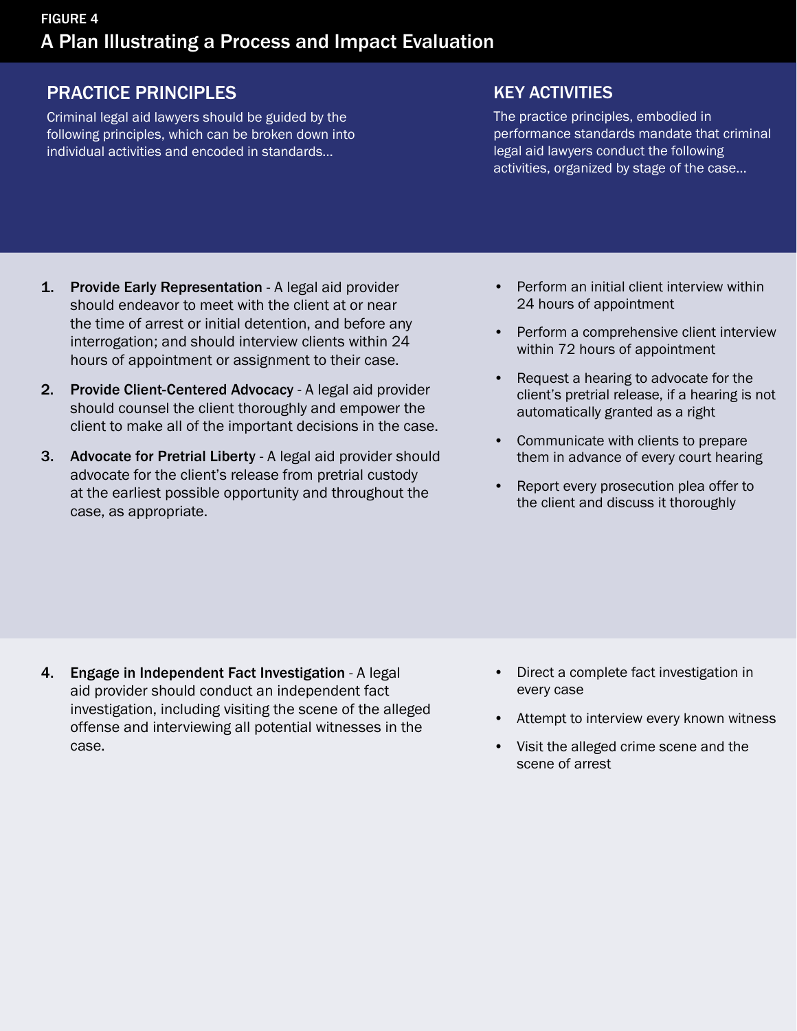FIGURE 4

## A Plan Illustrating a Process and Impact Evaluation

### PRACTICE PRINCIPLES

Criminal legal aid lawyers should be guided by the following principles, which can be broken down into individual activities and encoded in standards…

1. **Provide Early Representation** - A legal aid provider should endeavor to meet with the client at or near the time of arrest or initial detention, and before any interrogation; and should interview clients within 24 hours of appointment or assignment to their case.
2. **Provide Client-Centered Advocacy** - A legal aid provider should counsel the client thoroughly and empower the client to make all of the important decisions in the case.
3. **Advocate for Pretrial Liberty** - A legal aid provider should advocate for the client's release from pretrial custody at the earliest possible opportunity and throughout the case, as appropriate.
4. **Engage in Independent Fact Investigation** - A legal aid provider should conduct an independent fact investigation, including visiting the scene of the alleged offense and interviewing all potential witnesses in the case.

### KEY ACTIVITIES

The practice principles, embodied in performance standards mandate that criminal legal aid lawyers conduct the following activities, organized by stage of the case…

- Perform an initial client interview within 24 hours of appointment
- Perform a comprehensive client interview within 72 hours of appointment
- Request a hearing to advocate for the client's pretrial release, if a hearing is not automatically granted as a right
- Communicate with clients to prepare them in advance of every court hearing
- Report every prosecution plea offer to the client and discuss it thoroughly

- Direct a complete fact investigation in every case
- Attempt to interview every known witness
- Visit the alleged crime scene and the scene of arrest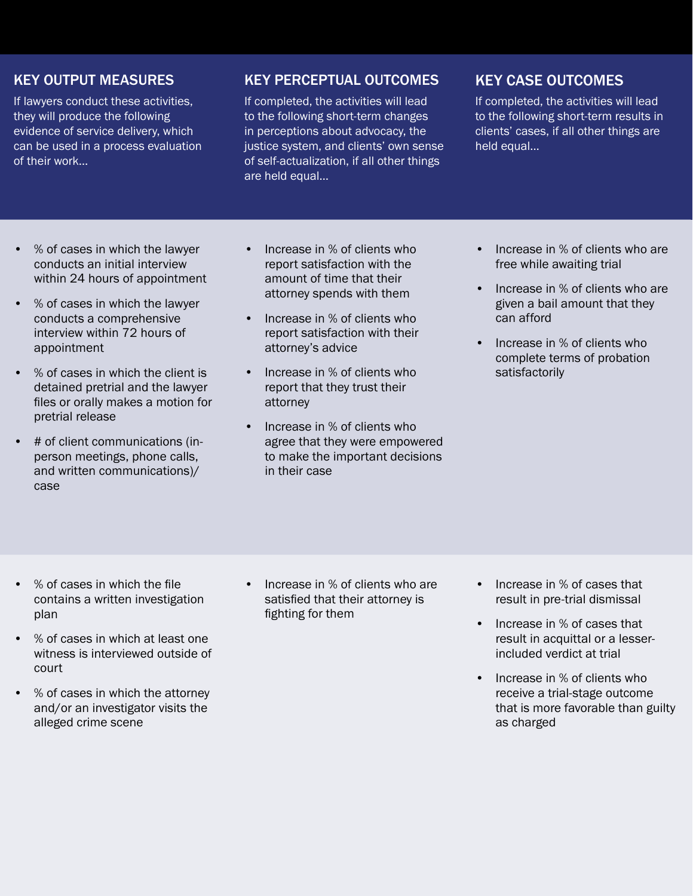| KEY OUTPUT MEASURES | KEY PERCEPTUAL OUTCOMES | KEY CASE OUTCOMES |
|---|---|---|
| If lawyers conduct these activities, they will produce the following evidence of service delivery, which can be used in a process evaluation of their work… | If completed, the activities will lead to the following short-term changes in perceptions about advocacy, the justice system, and clients' own sense of self-actualization, if all other things are held equal… | If completed, the activities will lead to the following short-term results in clients' cases, if all other things are held equal… |
| • % of cases in which the lawyer conducts an initial interview within 24 hours of appointment<br>• % of cases in which the lawyer conducts a comprehensive interview within 72 hours of appointment<br>• % of cases in which the client is detained pretrial and the lawyer files or orally makes a motion for pretrial release<br>• # of client communications (in-person meetings, phone calls, and written communications)/case | • Increase in % of clients who report satisfaction with the amount of time that their attorney spends with them<br>• Increase in % of clients who report satisfaction with their attorney's advice<br>• Increase in % of clients who report that they trust their attorney<br>• Increase in % of clients who agree that they were empowered to make the important decisions in their case | • Increase in % of clients who are free while awaiting trial<br>• Increase in % of clients who are given a bail amount that they can afford<br>• Increase in % of clients who complete terms of probation satisfactorily |
| • % of cases in which the file contains a written investigation plan<br>• % of cases in which at least one witness is interviewed outside of court<br>• % of cases in which the attorney and/or an investigator visits the alleged crime scene | • Increase in % of clients who are satisfied that their attorney is fighting for them | • Increase in % of cases that result in pre-trial dismissal<br>• Increase in % of cases that result in acquittal or a lesser-included verdict at trial<br>• Increase in % of clients who receive a trial-stage outcome that is more favorable than guilty as charged |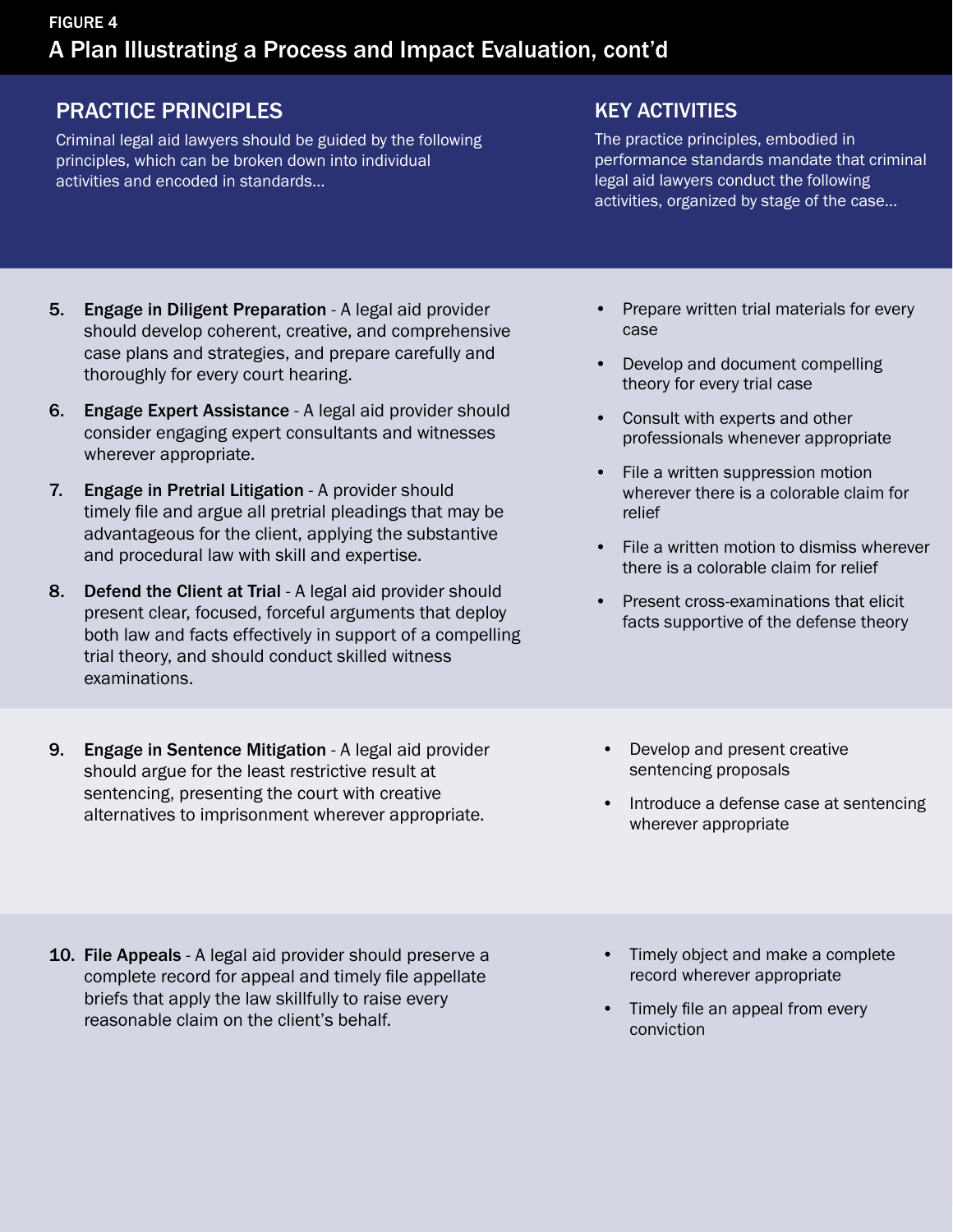FIGURE 4

# A Plan Illustrating a Process and Impact Evaluation, cont'd

| PRACTICE PRINCIPLES | KEY ACTIVITIES |
| --- | --- |
| Criminal legal aid lawyers should be guided by the following principles, which can be broken down into individual activities and encoded in standards... | The practice principles, embodied in performance standards mandate that criminal legal aid lawyers conduct the following activities, organized by stage of the case... |
| 5. **Engage in Diligent Preparation** - A legal aid provider should develop coherent, creative, and comprehensive case plans and strategies, and prepare carefully and thoroughly for every court hearing.<br><br>6. **Engage Expert Assistance** - A legal aid provider should consider engaging expert consultants and witnesses wherever appropriate.<br><br>7. **Engage in Pretrial Litigation** - A provider should timely file and argue all pretrial pleadings that may be advantageous for the client, applying the substantive and procedural law with skill and expertise.<br><br>8. **Defend the Client at Trial** - A legal aid provider should present clear, focused, forceful arguments that deploy both law and facts effectively in support of a compelling trial theory, and should conduct skilled witness examinations. | • Prepare written trial materials for every case<br>• Develop and document compelling theory for every trial case<br>• Consult with experts and other professionals whenever appropriate<br>• File a written suppression motion wherever there is a colorable claim for relief<br>• File a written motion to dismiss wherever there is a colorable claim for relief<br>• Present cross-examinations that elicit facts supportive of the defense theory |
| 9. **Engage in Sentence Mitigation** - A legal aid provider should argue for the least restrictive result at sentencing, presenting the court with creative alternatives to imprisonment wherever appropriate. | • Develop and present creative sentencing proposals<br>• Introduce a defense case at sentencing wherever appropriate |
| 10. **File Appeals** - A legal aid provider should preserve a complete record for appeal and timely file appellate briefs that apply the law skillfully to raise every reasonable claim on the client's behalf. | • Timely object and make a complete record wherever appropriate<br>• Timely file an appeal from every conviction |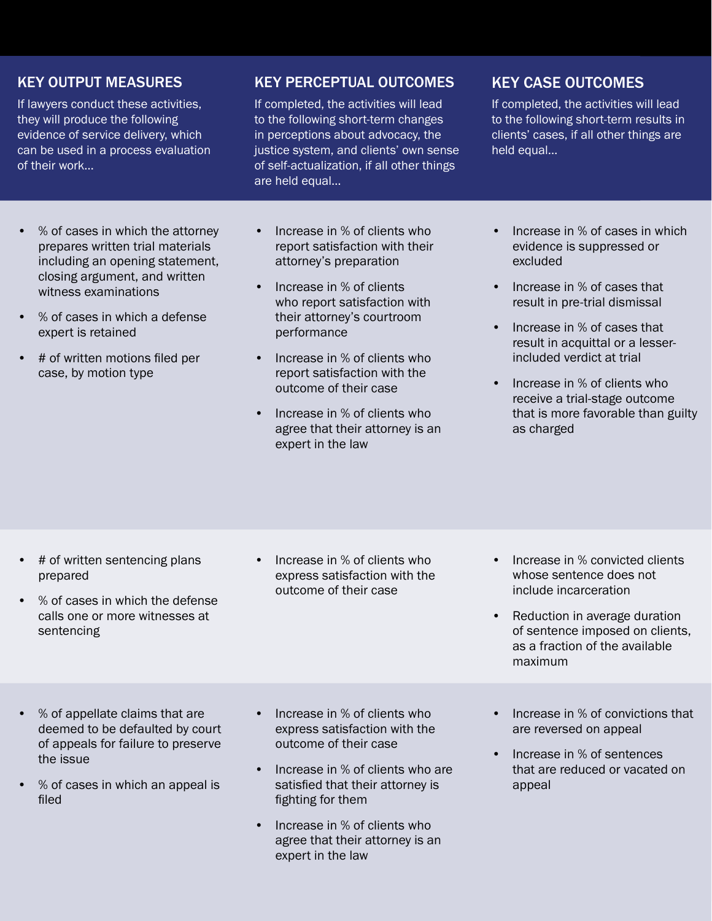| KEY OUTPUT MEASURES | KEY PERCEPTUAL OUTCOMES | KEY CASE OUTCOMES |
| --- | --- | --- |
| If lawyers conduct these activities, they will produce the following evidence of service delivery, which can be used in a process evaluation of their work… | If completed, the activities will lead to the following short-term changes in perceptions about advocacy, the justice system, and clients' own sense of self-actualization, if all other things are held equal… | If completed, the activities will lead to the following short-term results in clients' cases, if all other things are held equal… |
| • % of cases in which the attorney prepares written trial materials including an opening statement, closing argument, and written witness examinations<br>• % of cases in which a defense expert is retained<br>• # of written motions filed per case, by motion type | • Increase in % of clients who report satisfaction with their attorney's preparation<br>• Increase in % of clients who report satisfaction with their attorney's courtroom performance<br>• Increase in % of clients who report satisfaction with the outcome of their case<br>• Increase in % of clients who agree that their attorney is an expert in the law | • Increase in % of cases in which evidence is suppressed or excluded<br>• Increase in % of cases that result in pre-trial dismissal<br>• Increase in % of cases that result in acquittal or a lesser-included verdict at trial<br>• Increase in % of clients who receive a trial-stage outcome that is more favorable than guilty as charged |
| • # of written sentencing plans prepared<br>• % of cases in which the defense calls one or more witnesses at sentencing | • Increase in % of clients who express satisfaction with the outcome of their case | • Increase in % convicted clients whose sentence does not include incarceration<br>• Reduction in average duration of sentence imposed on clients, as a fraction of the available maximum |
| • % of appellate claims that are deemed to be defaulted by court of appeals for failure to preserve the issue<br>• % of cases in which an appeal is filed | • Increase in % of clients who express satisfaction with the outcome of their case<br>• Increase in % of clients who are satisfied that their attorney is fighting for them<br>• Increase in % of clients who agree that their attorney is an expert in the law | • Increase in % of convictions that are reversed on appeal<br>• Increase in % of sentences that are reduced or vacated on appeal |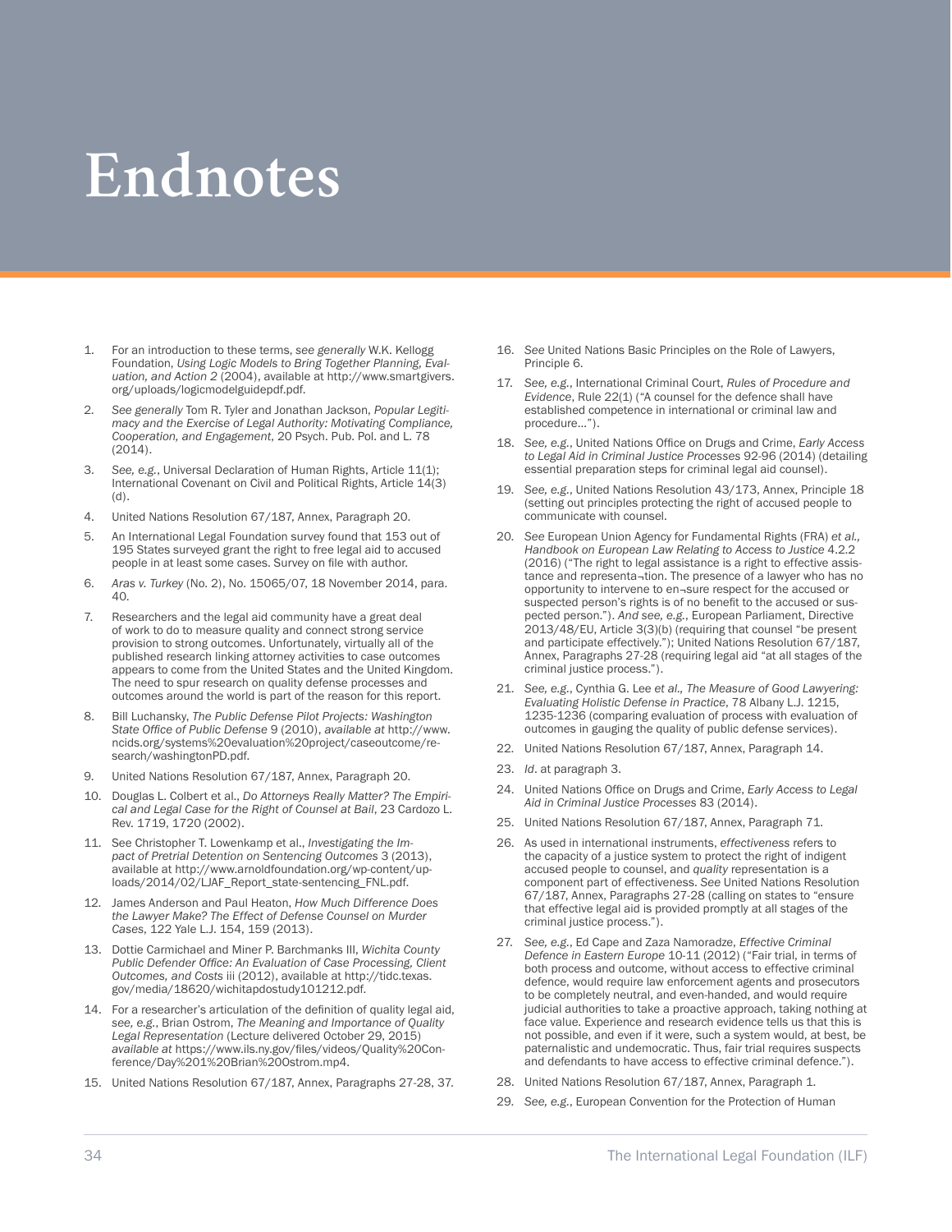# Endnotes

1. For an introduction to these terms, *see generally* W.K. Kellogg Foundation, *Using Logic Models to Bring Together Planning, Evaluation, and Action 2* (2004), available at http://www.smartgivers.org/uploads/logicmodelguidepdf.pdf.
2. *See generally* Tom R. Tyler and Jonathan Jackson, *Popular Legitimacy and the Exercise of Legal Authority: Motivating Compliance, Cooperation, and Engagement*, 20 Psych. Pub. Pol. and L. 78 (2014).
3. *See, e.g.*, Universal Declaration of Human Rights, Article 11(1); International Covenant on Civil and Political Rights, Article 14(3)(d).
4. United Nations Resolution 67/187, Annex, Paragraph 20.
5. An International Legal Foundation survey found that 153 out of 195 States surveyed grant the right to free legal aid to accused people in at least some cases. Survey on file with author.
6. *Aras v. Turkey* (No. 2), No. 15065/07, 18 November 2014, para. 40.
7. Researchers and the legal aid community have a great deal of work to do to measure quality and connect strong service provision to strong outcomes. Unfortunately, virtually all of the published research linking attorney activities to case outcomes appears to come from the United States and the United Kingdom. The need to spur research on quality defense processes and outcomes around the world is part of the reason for this report.
8. Bill Luchansky, *The Public Defense Pilot Projects: Washington State Office of Public Defense* 9 (2010), *available at* http://www.ncids.org/systems%20evaluation%20project/caseoutcome/research/washingtonPD.pdf.
9. United Nations Resolution 67/187, Annex, Paragraph 20.
10. Douglas L. Colbert et al., *Do Attorneys Really Matter? The Empirical and Legal Case for the Right of Counsel at Bail*, 23 Cardozo L. Rev. 1719, 1720 (2002).
11. See Christopher T. Lowenkamp et al., *Investigating the Impact of Pretrial Detention on Sentencing Outcomes* 3 (2013), available at http://www.arnoldfoundation.org/wp-content/uploads/2014/02/LJAF_Report_state-sentencing_FNL.pdf.
12. James Anderson and Paul Heaton, *How Much Difference Does the Lawyer Make? The Effect of Defense Counsel on Murder Cases*, 122 Yale L.J. 154, 159 (2013).
13. Dottie Carmichael and Miner P. Barchmanks III, *Wichita County Public Defender Office: An Evaluation of Case Processing, Client Outcomes, and Costs* iii (2012), available at http://tidc.texas.gov/media/18620/wichitapdostudy101212.pdf.
14. For a researcher's articulation of the definition of quality legal aid, *see, e.g.*, Brian Ostrom, *The Meaning and Importance of Quality Legal Representation* (Lecture delivered October 29, 2015) *available at* https://www.ils.ny.gov/files/videos/Quality%20Conference/Day%201%20Brian%20Ostrom.mp4.
15. United Nations Resolution 67/187, Annex, Paragraphs 27-28, 37.
16. *See* United Nations Basic Principles on the Role of Lawyers, Principle 6.
17. *See, e.g.*, International Criminal Court, *Rules of Procedure and Evidence*, Rule 22(1) ("A counsel for the defence shall have established competence in international or criminal law and procedure…").
18. *See, e.g.*, United Nations Office on Drugs and Crime, *Early Access to Legal Aid in Criminal Justice Processes* 92-96 (2014) (detailing essential preparation steps for criminal legal aid counsel).
19. *See, e.g.*, United Nations Resolution 43/173, Annex, Principle 18 (setting out principles protecting the right of accused people to communicate with counsel.
20. *See* European Union Agency for Fundamental Rights (FRA) *et al.*, *Handbook on European Law Relating to Access to Justice* 4.2.2 (2016) ("The right to legal assistance is a right to effective assistance and representa¬tion. The presence of a lawyer who has no opportunity to intervene to en¬sure respect for the accused or suspected person's rights is of no benefit to the accused or suspected person."). *And see, e.g.*, European Parliament, Directive 2013/48/EU, Article 3(3)(b) (requiring that counsel "be present and participate effectively."); United Nations Resolution 67/187, Annex, Paragraphs 27-28 (requiring legal aid "at all stages of the criminal justice process.").
21. *See, e.g.*, Cynthia G. Lee *et al.*, *The Measure of Good Lawyering: Evaluating Holistic Defense in Practice*, 78 Albany L.J. 1215, 1235-1236 (comparing evaluation of process with evaluation of outcomes in gauging the quality of public defense services).
22. United Nations Resolution 67/187, Annex, Paragraph 14.
23. *Id*. at paragraph 3.
24. United Nations Office on Drugs and Crime, *Early Access to Legal Aid in Criminal Justice Processes* 83 (2014).
25. United Nations Resolution 67/187, Annex, Paragraph 71.
26. As used in international instruments, *effectiveness* refers to the capacity of a justice system to protect the right of indigent accused people to counsel, and *quality* representation is a component part of effectiveness. *See* United Nations Resolution 67/187, Annex, Paragraphs 27-28 (calling on states to "ensure that effective legal aid is provided promptly at all stages of the criminal justice process.").
27. *See, e.g.*, Ed Cape and Zaza Namoradze, *Effective Criminal Defence in Eastern Europe* 10-11 (2012) ("Fair trial, in terms of both process and outcome, without access to effective criminal defence, would require law enforcement agents and prosecutors to be completely neutral, and even-handed, and would require judicial authorities to take a proactive approach, taking nothing at face value. Experience and research evidence tells us that this is not possible, and even if it were, such a system would, at best, be paternalistic and undemocratic. Thus, fair trial requires suspects and defendants to have access to effective criminal defence.").
28. United Nations Resolution 67/187, Annex, Paragraph 1.
29. *See, e.g.*, European Convention for the Protection of Human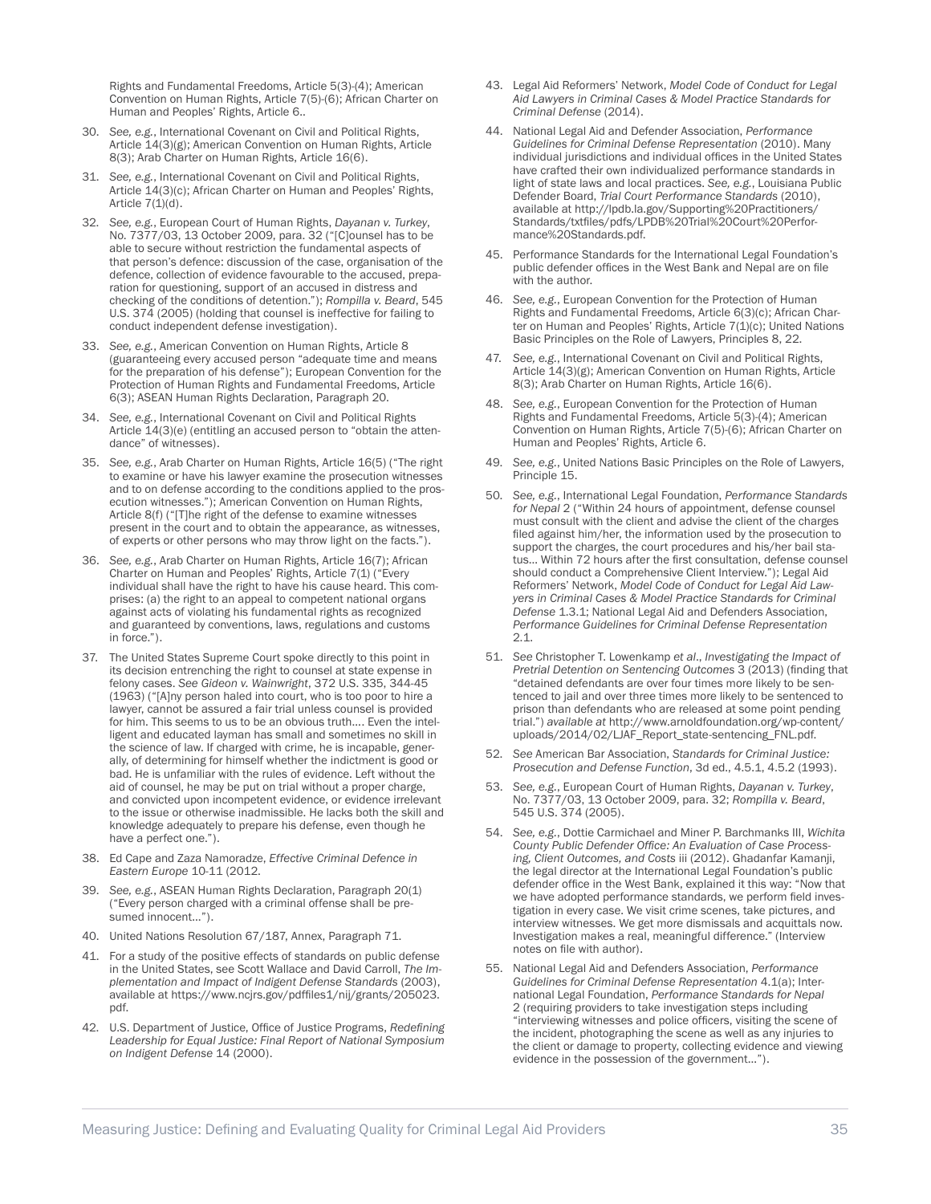Rights and Fundamental Freedoms, Article 5(3)-(4); American Convention on Human Rights, Article 7(5)-(6); African Charter on Human and Peoples' Rights, Article 6..

30. *See, e.g.*, International Covenant on Civil and Political Rights, Article 14(3)(g); American Convention on Human Rights, Article 8(3); Arab Charter on Human Rights, Article 16(6).

31. *See, e.g.*, International Covenant on Civil and Political Rights, Article 14(3)(c); African Charter on Human and Peoples' Rights, Article 7(1)(d).

32. *See, e.g.*, European Court of Human Rights, *Dayanan v. Turkey*, No. 7377/03, 13 October 2009, para. 32 ("[C]ounsel has to be able to secure without restriction the fundamental aspects of that person's defence: discussion of the case, organisation of the defence, collection of evidence favourable to the accused, preparation for questioning, support of an accused in distress and checking of the conditions of detention."); *Rompilla v. Beard*, 545 U.S. 374 (2005) (holding that counsel is ineffective for failing to conduct independent defense investigation).

33. *See, e.g.*, American Convention on Human Rights, Article 8 (guaranteeing every accused person "adequate time and means for the preparation of his defense"); European Convention for the Protection of Human Rights and Fundamental Freedoms, Article 6(3); ASEAN Human Rights Declaration, Paragraph 20.

34. *See, e.g.*, International Covenant on Civil and Political Rights Article 14(3)(e) (entitling an accused person to "obtain the attendance" of witnesses).

35. *See, e.g.*, Arab Charter on Human Rights, Article 16(5) ("The right to examine or have his lawyer examine the prosecution witnesses and to on defense according to the conditions applied to the prosecution witnesses."); American Convention on Human Rights, Article 8(f) ("[T]he right of the defense to examine witnesses present in the court and to obtain the appearance, as witnesses, of experts or other persons who may throw light on the facts.").

36. *See, e.g.*, Arab Charter on Human Rights, Article 16(7); African Charter on Human and Peoples' Rights, Article 7(1) ("Every individual shall have the right to have his cause heard. This comprises: (a) the right to an appeal to competent national organs against acts of violating his fundamental rights as recognized and guaranteed by conventions, laws, regulations and customs in force.").

37. The United States Supreme Court spoke directly to this point in its decision entrenching the right to counsel at state expense in felony cases. *See Gideon v. Wainwright*, 372 U.S. 335, 344-45 (1963) ("[A]ny person haled into court, who is too poor to hire a lawyer, cannot be assured a fair trial unless counsel is provided for him. This seems to us to be an obvious truth.... Even the intelligent and educated layman has small and sometimes no skill in the science of law. If charged with crime, he is incapable, generally, of determining for himself whether the indictment is good or bad. He is unfamiliar with the rules of evidence. Left without the aid of counsel, he may be put on trial without a proper charge, and convicted upon incompetent evidence, or evidence irrelevant to the issue or otherwise inadmissible. He lacks both the skill and knowledge adequately to prepare his defense, even though he have a perfect one.").

38. Ed Cape and Zaza Namoradze, *Effective Criminal Defence in Eastern Europe* 10-11 (2012.

39. *See, e.g.*, ASEAN Human Rights Declaration, Paragraph 20(1) ("Every person charged with a criminal offense shall be presumed innocent…").

40. United Nations Resolution 67/187, Annex, Paragraph 71.

41. For a study of the positive effects of standards on public defense in the United States, see Scott Wallace and David Carroll, *The Implementation and Impact of Indigent Defense Standards* (2003), available at https://www.ncjrs.gov/pdffiles1/nij/grants/205023.pdf.

42. U.S. Department of Justice, Office of Justice Programs, *Redefining Leadership for Equal Justice: Final Report of National Symposium on Indigent Defense* 14 (2000).

43. Legal Aid Reformers' Network, *Model Code of Conduct for Legal Aid Lawyers in Criminal Cases & Model Practice Standards for Criminal Defense* (2014).

44. National Legal Aid and Defender Association, *Performance Guidelines for Criminal Defense Representation* (2010). Many individual jurisdictions and individual offices in the United States have crafted their own individualized performance standards in light of state laws and local practices. *See, e.g.*, Louisiana Public Defender Board, *Trial Court Performance Standards* (2010), available at http://lpdb.la.gov/Supporting%20Practitioners/Standards/txtfiles/pdfs/LPDB%20Trial%20Court%20Performance%20Standards.pdf.

45. Performance Standards for the International Legal Foundation's public defender offices in the West Bank and Nepal are on file with the author.

46. *See, e.g.*, European Convention for the Protection of Human Rights and Fundamental Freedoms, Article 6(3)(c); African Charter on Human and Peoples' Rights, Article 7(1)(c); United Nations Basic Principles on the Role of Lawyers, Principles 8, 22.

47. *See, e.g.*, International Covenant on Civil and Political Rights, Article 14(3)(g); American Convention on Human Rights, Article 8(3); Arab Charter on Human Rights, Article 16(6).

48. *See, e.g.*, European Convention for the Protection of Human Rights and Fundamental Freedoms, Article 5(3)-(4); American Convention on Human Rights, Article 7(5)-(6); African Charter on Human and Peoples' Rights, Article 6.

49. *See, e.g.*, United Nations Basic Principles on the Role of Lawyers, Principle 15.

50. *See, e.g.*, International Legal Foundation, *Performance Standards for Nepal* 2 ("Within 24 hours of appointment, defense counsel must consult with the client and advise the client of the charges filed against him/her, the information used by the prosecution to support the charges, the court procedures and his/her bail status… Within 72 hours after the first consultation, defense counsel should conduct a Comprehensive Client Interview."); Legal Aid Reformers' Network, *Model Code of Conduct for Legal Aid Lawyers in Criminal Cases & Model Practice Standards for Criminal Defense* 1.3.1; National Legal Aid and Defenders Association, *Performance Guidelines for Criminal Defense Representation* 2.1.

51. *See* Christopher T. Lowenkamp *et al*., *Investigating the Impact of Pretrial Detention on Sentencing Outcomes* 3 (2013) (finding that "detained defendants are over four times more likely to be sentenced to jail and over three times more likely to be sentenced to prison than defendants who are released at some point pending trial.") *available at* http://www.arnoldfoundation.org/wp-content/uploads/2014/02/LJAF_Report_state-sentencing_FNL.pdf.

52. *See* American Bar Association, *Standards for Criminal Justice: Prosecution and Defense Function*, 3d ed., 4.5.1, 4.5.2 (1993).

53. *See, e.g.*, European Court of Human Rights, *Dayanan v. Turkey*, No. 7377/03, 13 October 2009, para. 32; *Rompilla v. Beard*, 545 U.S. 374 (2005).

54. *See, e.g.*, Dottie Carmichael and Miner P. Barchmanks III, *Wichita County Public Defender Office: An Evaluation of Case Processing, Client Outcomes, and Costs* iii (2012). Ghadanfar Kamanji, the legal director at the International Legal Foundation's public defender office in the West Bank, explained it this way: "Now that we have adopted performance standards, we perform field investigation in every case. We visit crime scenes, take pictures, and interview witnesses. We get more dismissals and acquittals now. Investigation makes a real, meaningful difference." (Interview notes on file with author).

55. National Legal Aid and Defenders Association, *Performance Guidelines for Criminal Defense Representation* 4.1(a); International Legal Foundation, *Performance Standards for Nepal* 2 (requiring providers to take investigation steps including "interviewing witnesses and police officers, visiting the scene of the incident, photographing the scene as well as any injuries to the client or damage to property, collecting evidence and viewing evidence in the possession of the government…").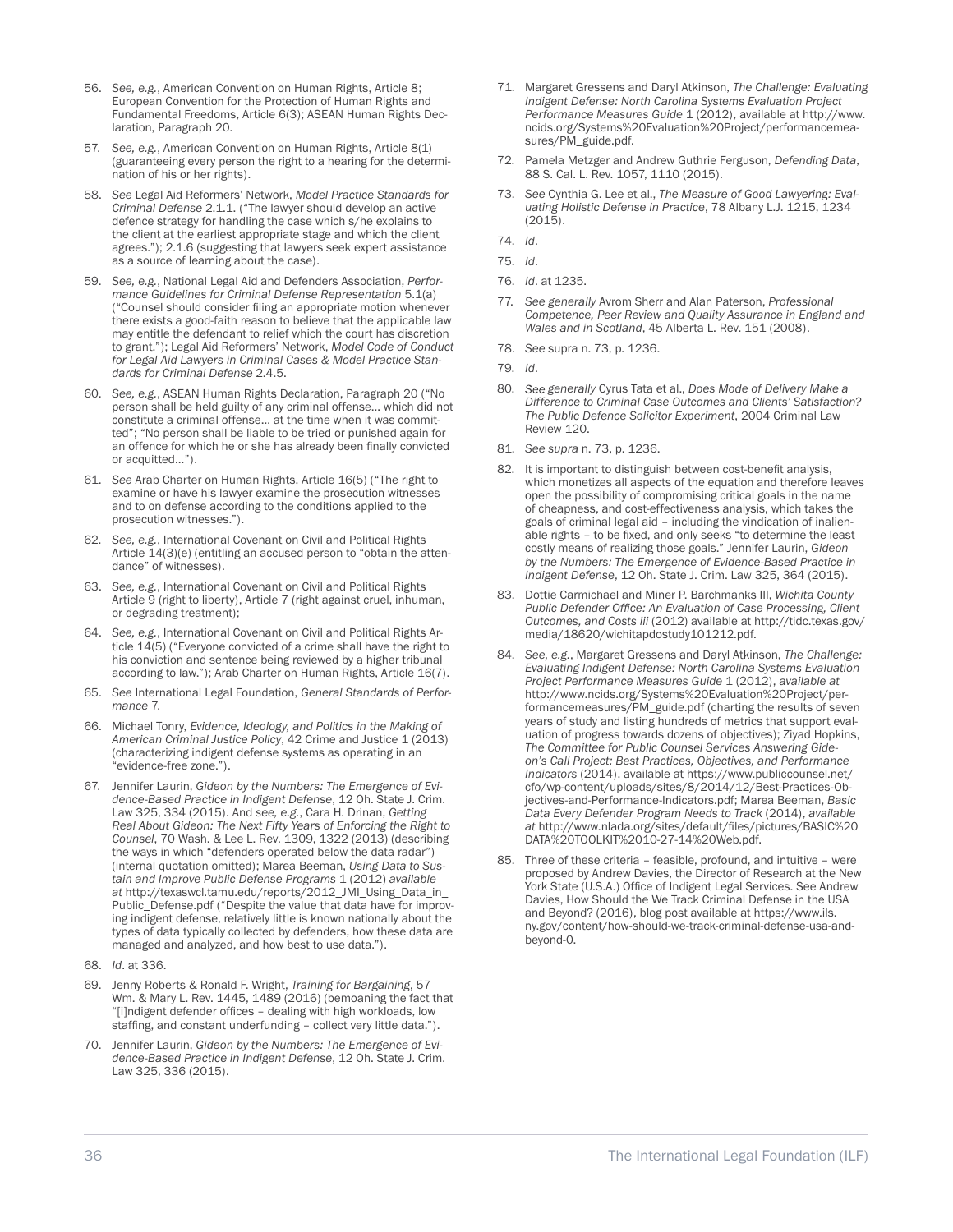56. *See, e.g.*, American Convention on Human Rights, Article 8; European Convention for the Protection of Human Rights and Fundamental Freedoms, Article 6(3); ASEAN Human Rights Declaration, Paragraph 20.

57. *See, e.g.*, American Convention on Human Rights, Article 8(1) (guaranteeing every person the right to a hearing for the determination of his or her rights).

58. *See* Legal Aid Reformers' Network, *Model Practice Standards for Criminal Defense* 2.1.1. ("The lawyer should develop an active defence strategy for handling the case which s/he explains to the client at the earliest appropriate stage and which the client agrees."); 2.1.6 (suggesting that lawyers seek expert assistance as a source of learning about the case).

59. *See, e.g.*, National Legal Aid and Defenders Association, *Performance Guidelines for Criminal Defense Representation* 5.1(a) ("Counsel should consider filing an appropriate motion whenever there exists a good-faith reason to believe that the applicable law may entitle the defendant to relief which the court has discretion to grant."); Legal Aid Reformers' Network, *Model Code of Conduct for Legal Aid Lawyers in Criminal Cases & Model Practice Standards for Criminal Defense* 2.4.5.

60. *See, e.g.*, ASEAN Human Rights Declaration, Paragraph 20 ("No person shall be held guilty of any criminal offense… which did not constitute a criminal offense… at the time when it was committed"; "No person shall be liable to be tried or punished again for an offence for which he or she has already been finally convicted or acquitted…").

61. *See* Arab Charter on Human Rights, Article 16(5) ("The right to examine or have his lawyer examine the prosecution witnesses and to on defense according to the conditions applied to the prosecution witnesses.").

62. *See, e.g.*, International Covenant on Civil and Political Rights Article 14(3)(e) (entitling an accused person to "obtain the attendance" of witnesses).

63. *See, e.g.*, International Covenant on Civil and Political Rights Article 9 (right to liberty), Article 7 (right against cruel, inhuman, or degrading treatment);

64. *See, e.g.*, International Covenant on Civil and Political Rights Article 14(5) ("Everyone convicted of a crime shall have the right to his conviction and sentence being reviewed by a higher tribunal according to law."); Arab Charter on Human Rights, Article 16(7).

65. *See* International Legal Foundation, *General Standards of Performance* 7.

66. Michael Tonry, *Evidence, Ideology, and Politics in the Making of American Criminal Justice Policy*, 42 Crime and Justice 1 (2013) (characterizing indigent defense systems as operating in an "evidence-free zone.").

67. Jennifer Laurin, *Gideon by the Numbers: The Emergence of Evidence-Based Practice in Indigent Defense*, 12 Oh. State J. Crim. Law 325, 334 (2015). And *see, e.g.*, Cara H. Drinan, *Getting Real About Gideon: The Next Fifty Years of Enforcing the Right to Counsel*, 70 Wash. & Lee L. Rev. 1309, 1322 (2013) (describing the ways in which "defenders operated below the data radar") (internal quotation omitted); Marea Beeman, *Using Data to Sustain and Improve Public Defense Programs* 1 (2012) *available at* http://texaswcl.tamu.edu/reports/2012_JMI_Using_Data_in_Public_Defense.pdf ("Despite the value that data have for improving indigent defense, relatively little is known nationally about the types of data typically collected by defenders, how these data are managed and analyzed, and how best to use data.").

68. *Id*. at 336.

69. Jenny Roberts & Ronald F. Wright, *Training for Bargaining*, 57 Wm. & Mary L. Rev. 1445, 1489 (2016) (bemoaning the fact that "[i]ndigent defender offices – dealing with high workloads, low staffing, and constant underfunding – collect very little data.").

70. Jennifer Laurin, *Gideon by the Numbers: The Emergence of Evidence-Based Practice in Indigent Defense*, 12 Oh. State J. Crim. Law 325, 336 (2015).

71. Margaret Gressens and Daryl Atkinson, *The Challenge: Evaluating Indigent Defense: North Carolina Systems Evaluation Project Performance Measures Guide* 1 (2012), available at http://www.ncids.org/Systems%20Evaluation%20Project/performancemeasures/PM_guide.pdf.

72. Pamela Metzger and Andrew Guthrie Ferguson, *Defending Data*, 88 S. Cal. L. Rev. 1057, 1110 (2015).

73. *See* Cynthia G. Lee et al., *The Measure of Good Lawyering: Evaluating Holistic Defense in Practice*, 78 Albany L.J. 1215, 1234 (2015).

74. *Id*.

75. *Id*.

76. *Id*. at 1235.

77. *See generally* Avrom Sherr and Alan Paterson, *Professional Competence, Peer Review and Quality Assurance in England and Wales and in Scotland*, 45 Alberta L. Rev. 151 (2008).

78. *See* supra n. 73, p. 1236.

79. *Id*.

80. *See generally* Cyrus Tata et al., *Does Mode of Delivery Make a Difference to Criminal Case Outcomes and Clients' Satisfaction? The Public Defence Solicitor Experiment*, 2004 Criminal Law Review 120.

81. *See supra* n. 73, p. 1236.

82. It is important to distinguish between cost-benefit analysis, which monetizes all aspects of the equation and therefore leaves open the possibility of compromising critical goals in the name of cheapness, and cost-effectiveness analysis, which takes the goals of criminal legal aid – including the vindication of inalienable rights – to be fixed, and only seeks "to determine the least costly means of realizing those goals." Jennifer Laurin, *Gideon by the Numbers: The Emergence of Evidence-Based Practice in Indigent Defense*, 12 Oh. State J. Crim. Law 325, 364 (2015).

83. Dottie Carmichael and Miner P. Barchmanks III, *Wichita County Public Defender Office: An Evaluation of Case Processing, Client Outcomes, and Costs iii* (2012) available at http://tidc.texas.gov/media/18620/wichitapdostudy101212.pdf.

84. *See, e.g.*, Margaret Gressens and Daryl Atkinson, *The Challenge: Evaluating Indigent Defense: North Carolina Systems Evaluation Project Performance Measures Guide* 1 (2012), *available at* http://www.ncids.org/Systems%20Evaluation%20Project/performancemeasures/PM_guide.pdf (charting the results of seven years of study and listing hundreds of metrics that support evaluation of progress towards dozens of objectives); Ziyad Hopkins, *The Committee for Public Counsel Services Answering Gideon's Call Project: Best Practices, Objectives, and Performance Indicators* (2014), available at https://www.publiccounsel.net/cfo/wp-content/uploads/sites/8/2014/12/Best-Practices-Objectives-and-Performance-Indicators.pdf; Marea Beeman, *Basic Data Every Defender Program Needs to Track* (2014), *available at* http://www.nlada.org/sites/default/files/pictures/BASIC%20DATA%20TOOLKIT%2010-27-14%20Web.pdf.

85. Three of these criteria – feasible, profound, and intuitive – were proposed by Andrew Davies, the Director of Research at the New York State (U.S.A.) Office of Indigent Legal Services. See Andrew Davies, How Should the We Track Criminal Defense in the USA and Beyond? (2016), blog post available at https://www.ils.ny.gov/content/how-should-we-track-criminal-defense-usa-and-beyond-0.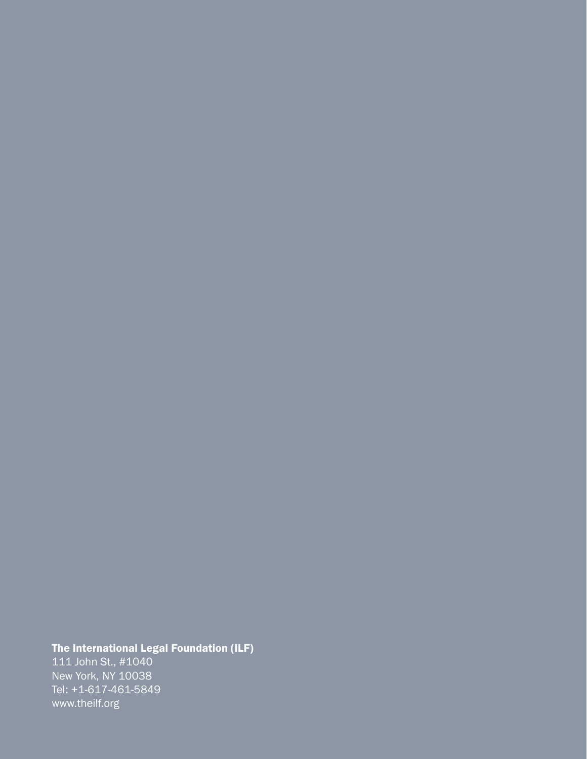**The International Legal Foundation (ILF)**
111 John St., #1040
New York, NY 10038
Tel: +1-617-461-5849
www.theilf.org